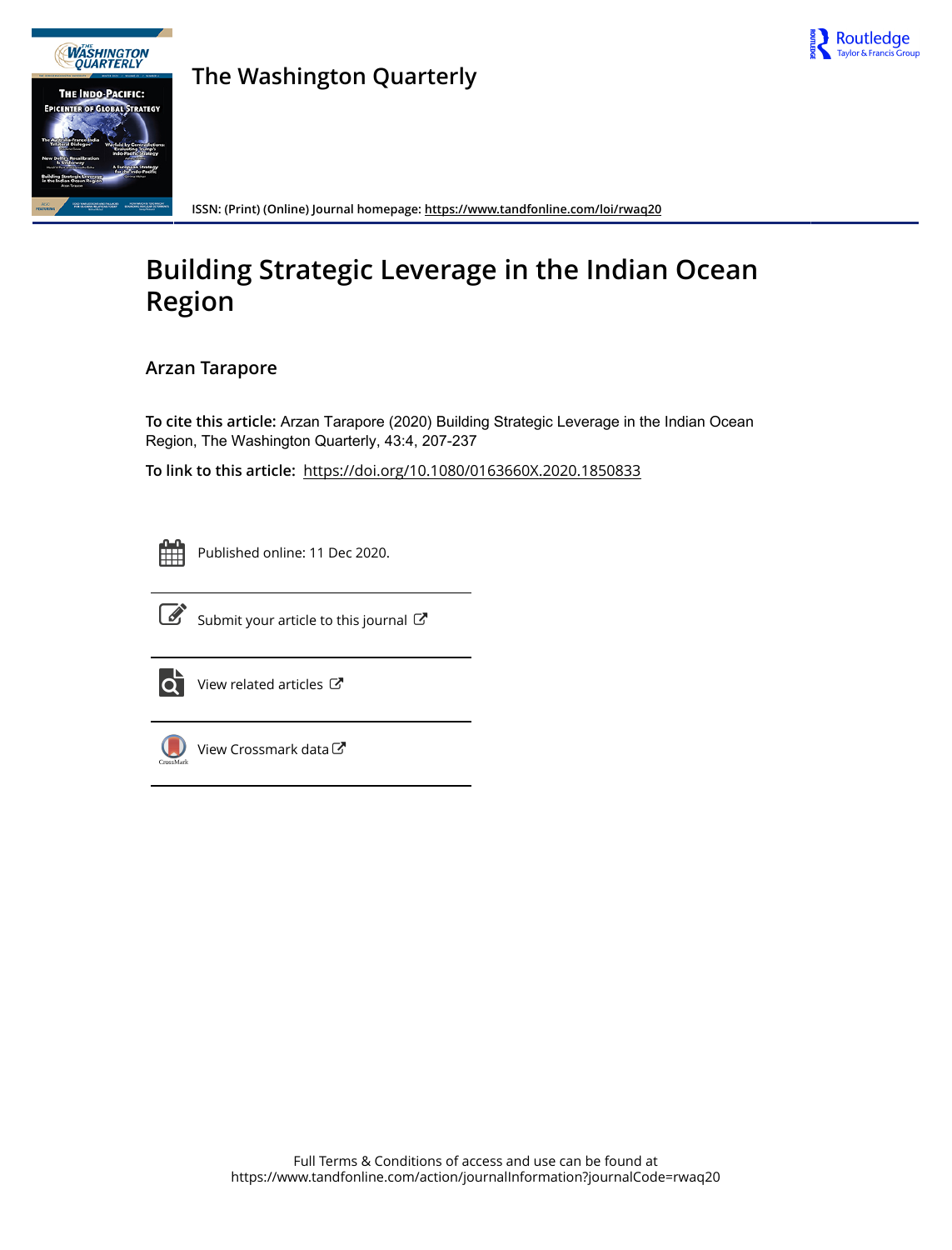The Washington Quarterly

ISSN: (Print) (Online) Journal homepage: https://www.tandfonline.com/loi/rwaq20

# Building Strategic Leverage in the Indian Ocean Region

**Arzan Tarapore**

**To cite this article:** Arzan Tarapore (2020) Building Strategic Leverage in the Indian Ocean Region, The Washington Quarterly, 43:4, 207-237

**To link to this article:** https://doi.org/10.1080/0163660X.2020.1850833

Published online: 11 Dec 2020.

Submit your article to this journal

View related articles

View Crossmark data

Full Terms & Conditions of access and use can be found at
https://www.tandfonline.com/action/journalInformation?journalCode=rwaq20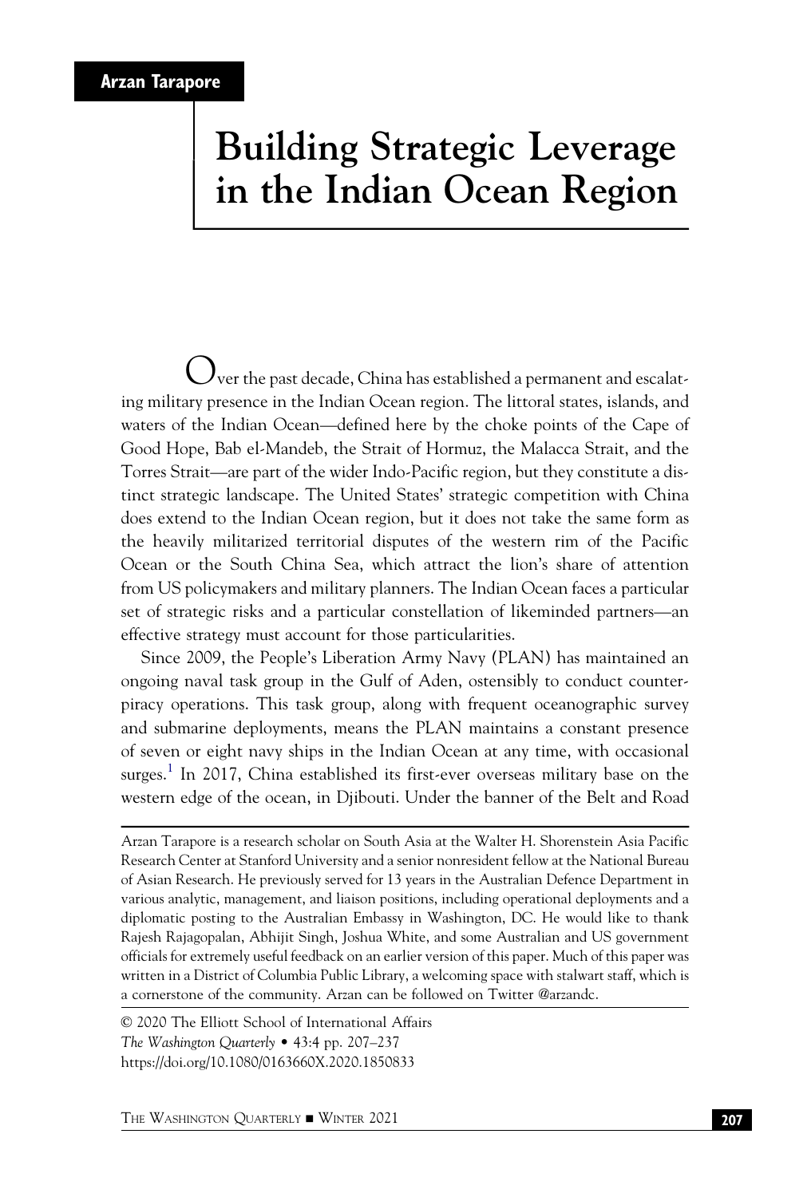Arzan Tarapore

# Building Strategic Leverage in the Indian Ocean Region

Over the past decade, China has established a permanent and escalating military presence in the Indian Ocean region. The littoral states, islands, and waters of the Indian Ocean—defined here by the choke points of the Cape of Good Hope, Bab el-Mandeb, the Strait of Hormuz, the Malacca Strait, and the Torres Strait—are part of the wider Indo-Pacific region, but they constitute a distinct strategic landscape. The United States' strategic competition with China does extend to the Indian Ocean region, but it does not take the same form as the heavily militarized territorial disputes of the western rim of the Pacific Ocean or the South China Sea, which attract the lion's share of attention from US policymakers and military planners. The Indian Ocean faces a particular set of strategic risks and a particular constellation of likeminded partners—an effective strategy must account for those particularities.

Since 2009, the People's Liberation Army Navy (PLAN) has maintained an ongoing naval task group in the Gulf of Aden, ostensibly to conduct counter-piracy operations. This task group, along with frequent oceanographic survey and submarine deployments, means the PLAN maintains a constant presence of seven or eight navy ships in the Indian Ocean at any time, with occasional surges.[1] In 2017, China established its first-ever overseas military base on the western edge of the ocean, in Djibouti. Under the banner of the Belt and Road

---

Arzan Tarapore is a research scholar on South Asia at the Walter H. Shorenstein Asia Pacific Research Center at Stanford University and a senior nonresident fellow at the National Bureau of Asian Research. He previously served for 13 years in the Australian Defence Department in various analytic, management, and liaison positions, including operational deployments and a diplomatic posting to the Australian Embassy in Washington, DC. He would like to thank Rajesh Rajagopalan, Abhijit Singh, Joshua White, and some Australian and US government officials for extremely useful feedback on an earlier version of this paper. Much of this paper was written in a District of Columbia Public Library, a welcoming space with stalwart staff, which is a cornerstone of the community. Arzan can be followed on Twitter @arzandc.

© 2020 The Elliott School of International Affairs
*The Washington Quarterly* • 43:4 pp. 207–237
https://doi.org/10.1080/0163660X.2020.1850833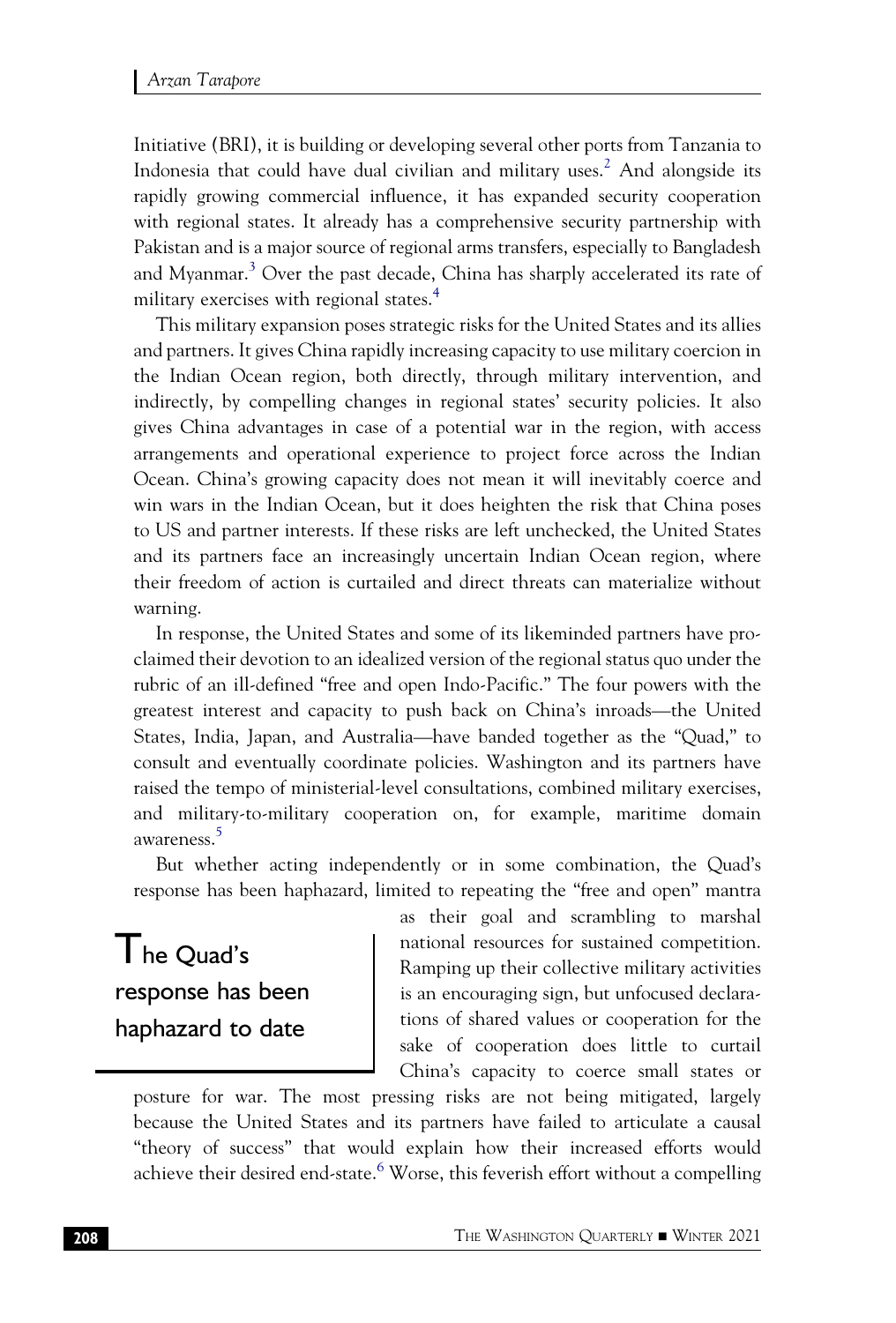Initiative (BRI), it is building or developing several other ports from Tanzania to Indonesia that could have dual civilian and military uses.[2] And alongside its rapidly growing commercial influence, it has expanded security cooperation with regional states. It already has a comprehensive security partnership with Pakistan and is a major source of regional arms transfers, especially to Bangladesh and Myanmar.[3] Over the past decade, China has sharply accelerated its rate of military exercises with regional states.[4]

This military expansion poses strategic risks for the United States and its allies and partners. It gives China rapidly increasing capacity to use military coercion in the Indian Ocean region, both directly, through military intervention, and indirectly, by compelling changes in regional states' security policies. It also gives China advantages in case of a potential war in the region, with access arrangements and operational experience to project force across the Indian Ocean. China's growing capacity does not mean it will inevitably coerce and win wars in the Indian Ocean, but it does heighten the risk that China poses to US and partner interests. If these risks are left unchecked, the United States and its partners face an increasingly uncertain Indian Ocean region, where their freedom of action is curtailed and direct threats can materialize without warning.

In response, the United States and some of its likeminded partners have proclaimed their devotion to an idealized version of the regional status quo under the rubric of an ill-defined "free and open Indo-Pacific." The four powers with the greatest interest and capacity to push back on China's inroads—the United States, India, Japan, and Australia—have banded together as the "Quad," to consult and eventually coordinate policies. Washington and its partners have raised the tempo of ministerial-level consultations, combined military exercises, and military-to-military cooperation on, for example, maritime domain awareness.[5]

But whether acting independently or in some combination, the Quad's response has been haphazard, limited to repeating the "free and open" mantra as their goal and scrambling to marshal national resources for sustained competition. Ramping up their collective military activities is an encouraging sign, but unfocused declarations of shared values or cooperation for the sake of cooperation does little to curtail China's capacity to coerce small states or posture for war. The most pressing risks are not being mitigated, largely because the United States and its partners have failed to articulate a causal "theory of success" that would explain how their increased efforts would achieve their desired end-state.[6] Worse, this feverish effort without a compelling

> The Quad's response has been haphazard to date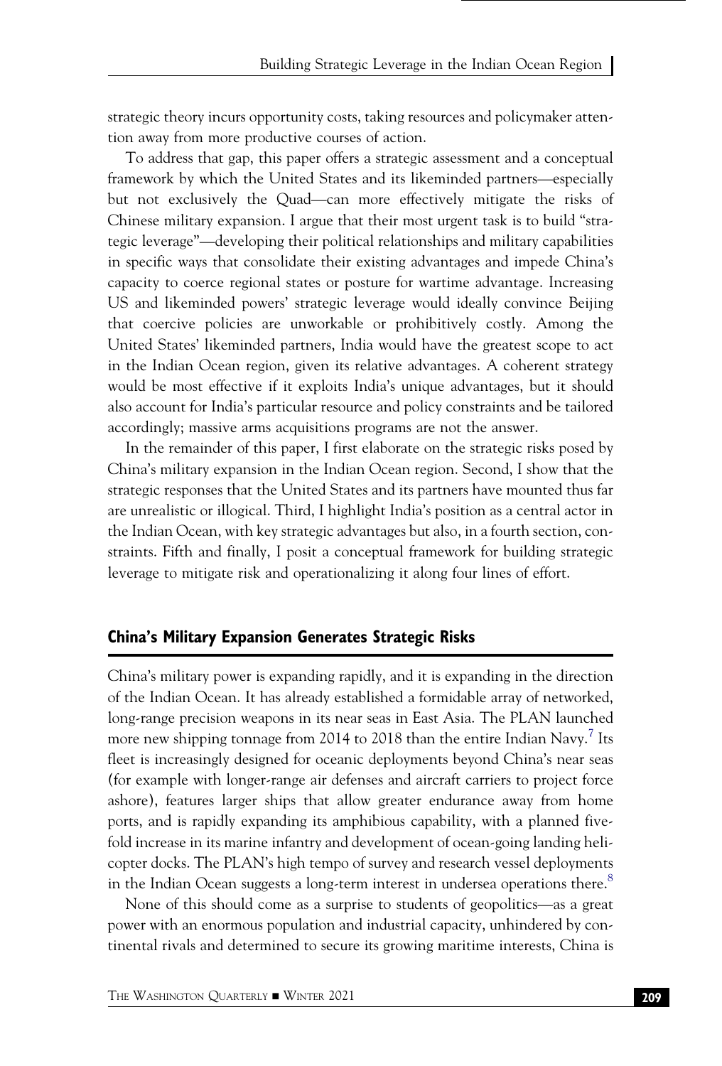strategic theory incurs opportunity costs, taking resources and policymaker attention away from more productive courses of action.

To address that gap, this paper offers a strategic assessment and a conceptual framework by which the United States and its likeminded partners—especially but not exclusively the Quad—can more effectively mitigate the risks of Chinese military expansion. I argue that their most urgent task is to build "strategic leverage"—developing their political relationships and military capabilities in specific ways that consolidate their existing advantages and impede China's capacity to coerce regional states or posture for wartime advantage. Increasing US and likeminded powers' strategic leverage would ideally convince Beijing that coercive policies are unworkable or prohibitively costly. Among the United States' likeminded partners, India would have the greatest scope to act in the Indian Ocean region, given its relative advantages. A coherent strategy would be most effective if it exploits India's unique advantages, but it should also account for India's particular resource and policy constraints and be tailored accordingly; massive arms acquisitions programs are not the answer.

In the remainder of this paper, I first elaborate on the strategic risks posed by China's military expansion in the Indian Ocean region. Second, I show that the strategic responses that the United States and its partners have mounted thus far are unrealistic or illogical. Third, I highlight India's position as a central actor in the Indian Ocean, with key strategic advantages but also, in a fourth section, constraints. Fifth and finally, I posit a conceptual framework for building strategic leverage to mitigate risk and operationalizing it along four lines of effort.

## China's Military Expansion Generates Strategic Risks

China's military power is expanding rapidly, and it is expanding in the direction of the Indian Ocean. It has already established a formidable array of networked, long-range precision weapons in its near seas in East Asia. The PLAN launched more new shipping tonnage from 2014 to 2018 than the entire Indian Navy.[7] Its fleet is increasingly designed for oceanic deployments beyond China's near seas (for example with longer-range air defenses and aircraft carriers to project force ashore), features larger ships that allow greater endurance away from home ports, and is rapidly expanding its amphibious capability, with a planned five-fold increase in its marine infantry and development of ocean-going landing helicopter docks. The PLAN's high tempo of survey and research vessel deployments in the Indian Ocean suggests a long-term interest in undersea operations there.[8]

None of this should come as a surprise to students of geopolitics—as a great power with an enormous population and industrial capacity, unhindered by continental rivals and determined to secure its growing maritime interests, China is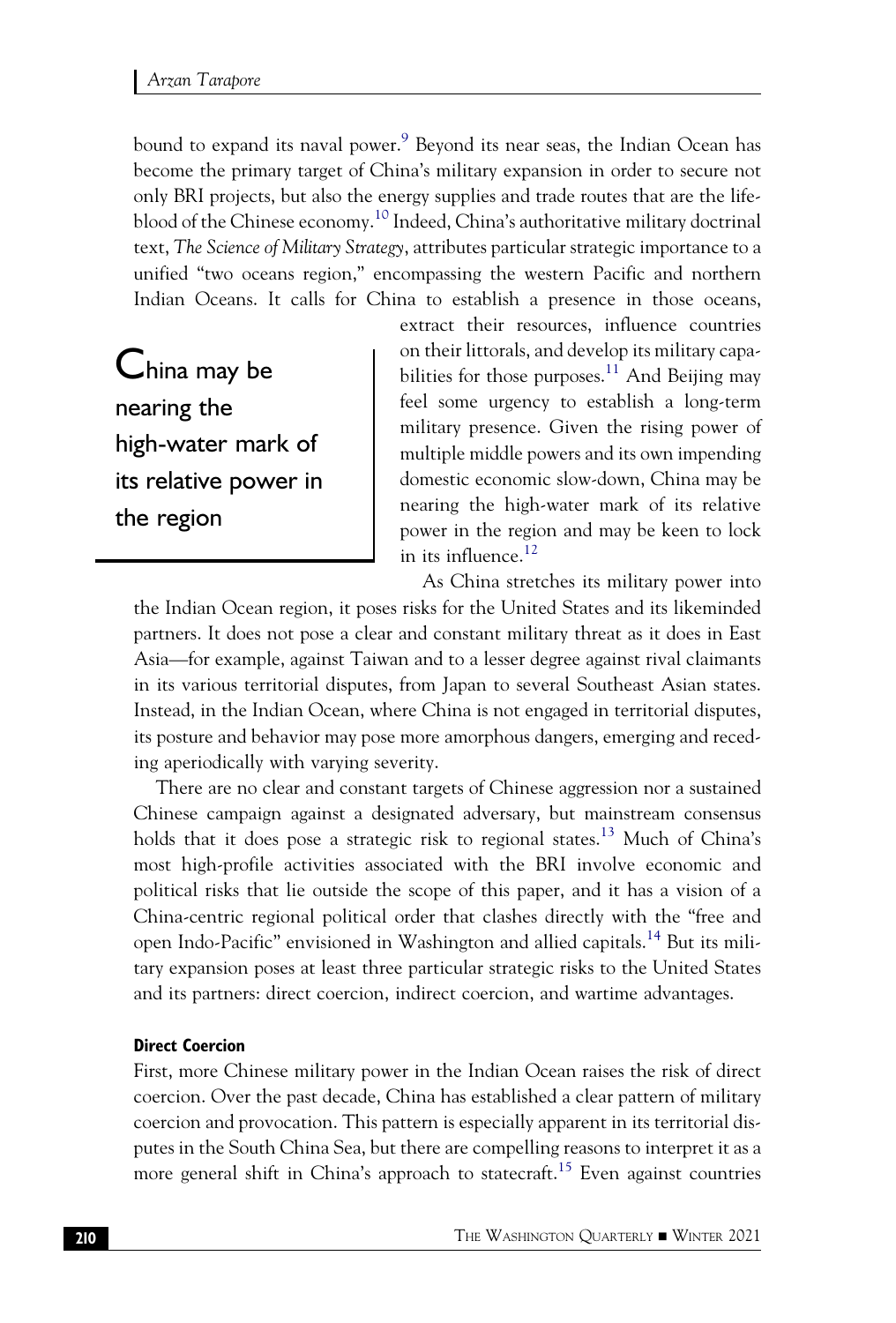bound to expand its naval power.[9] Beyond its near seas, the Indian Ocean has become the primary target of China's military expansion in order to secure not only BRI projects, but also the energy supplies and trade routes that are the lifeblood of the Chinese economy.[10] Indeed, China's authoritative military doctrinal text, *The Science of Military Strategy*, attributes particular strategic importance to a unified "two oceans region," encompassing the western Pacific and northern Indian Oceans. It calls for China to establish a presence in those oceans, extract their resources, influence countries on their littorals, and develop its military capabilities for those purposes.[11] And Beijing may feel some urgency to establish a long-term military presence. Given the rising power of multiple middle powers and its own impending domestic economic slow-down, China may be nearing the high-water mark of its relative power in the region and may be keen to lock in its influence.[12]

> China may be nearing the high-water mark of its relative power in the region

As China stretches its military power into the Indian Ocean region, it poses risks for the United States and its likeminded partners. It does not pose a clear and constant military threat as it does in East Asia—for example, against Taiwan and to a lesser degree against rival claimants in its various territorial disputes, from Japan to several Southeast Asian states. Instead, in the Indian Ocean, where China is not engaged in territorial disputes, its posture and behavior may pose more amorphous dangers, emerging and receding aperiodically with varying severity.

There are no clear and constant targets of Chinese aggression nor a sustained Chinese campaign against a designated adversary, but mainstream consensus holds that it does pose a strategic risk to regional states.[13] Much of China's most high-profile activities associated with the BRI involve economic and political risks that lie outside the scope of this paper, and it has a vision of a China-centric regional political order that clashes directly with the "free and open Indo-Pacific" envisioned in Washington and allied capitals.[14] But its military expansion poses at least three particular strategic risks to the United States and its partners: direct coercion, indirect coercion, and wartime advantages.

#### Direct Coercion

First, more Chinese military power in the Indian Ocean raises the risk of direct coercion. Over the past decade, China has established a clear pattern of military coercion and provocation. This pattern is especially apparent in its territorial disputes in the South China Sea, but there are compelling reasons to interpret it as a more general shift in China's approach to statecraft.[15] Even against countries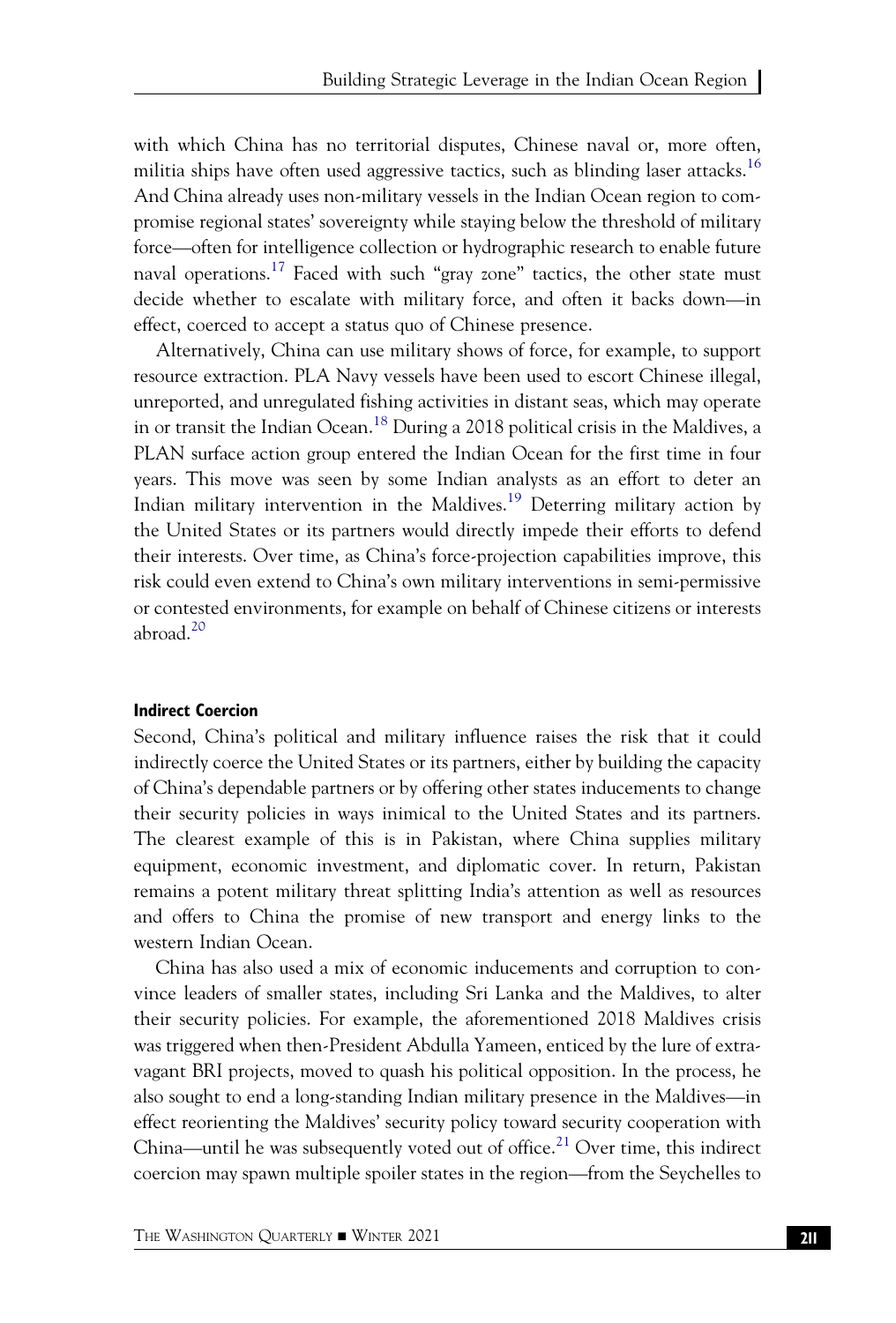with which China has no territorial disputes, Chinese naval or, more often, militia ships have often used aggressive tactics, such as blinding laser attacks.[16] And China already uses non-military vessels in the Indian Ocean region to compromise regional states' sovereignty while staying below the threshold of military force—often for intelligence collection or hydrographic research to enable future naval operations.[17] Faced with such "gray zone" tactics, the other state must decide whether to escalate with military force, and often it backs down—in effect, coerced to accept a status quo of Chinese presence.

Alternatively, China can use military shows of force, for example, to support resource extraction. PLA Navy vessels have been used to escort Chinese illegal, unreported, and unregulated fishing activities in distant seas, which may operate in or transit the Indian Ocean.[18] During a 2018 political crisis in the Maldives, a PLAN surface action group entered the Indian Ocean for the first time in four years. This move was seen by some Indian analysts as an effort to deter an Indian military intervention in the Maldives.[19] Deterring military action by the United States or its partners would directly impede their efforts to defend their interests. Over time, as China's force-projection capabilities improve, this risk could even extend to China's own military interventions in semi-permissive or contested environments, for example on behalf of Chinese citizens or interests abroad.[20]

#### Indirect Coercion

Second, China's political and military influence raises the risk that it could indirectly coerce the United States or its partners, either by building the capacity of China's dependable partners or by offering other states inducements to change their security policies in ways inimical to the United States and its partners. The clearest example of this is in Pakistan, where China supplies military equipment, economic investment, and diplomatic cover. In return, Pakistan remains a potent military threat splitting India's attention as well as resources and offers to China the promise of new transport and energy links to the western Indian Ocean.

China has also used a mix of economic inducements and corruption to convince leaders of smaller states, including Sri Lanka and the Maldives, to alter their security policies. For example, the aforementioned 2018 Maldives crisis was triggered when then-President Abdulla Yameen, enticed by the lure of extravagant BRI projects, moved to quash his political opposition. In the process, he also sought to end a long-standing Indian military presence in the Maldives—in effect reorienting the Maldives' security policy toward security cooperation with China—until he was subsequently voted out of office.[21] Over time, this indirect coercion may spawn multiple spoiler states in the region—from the Seychelles to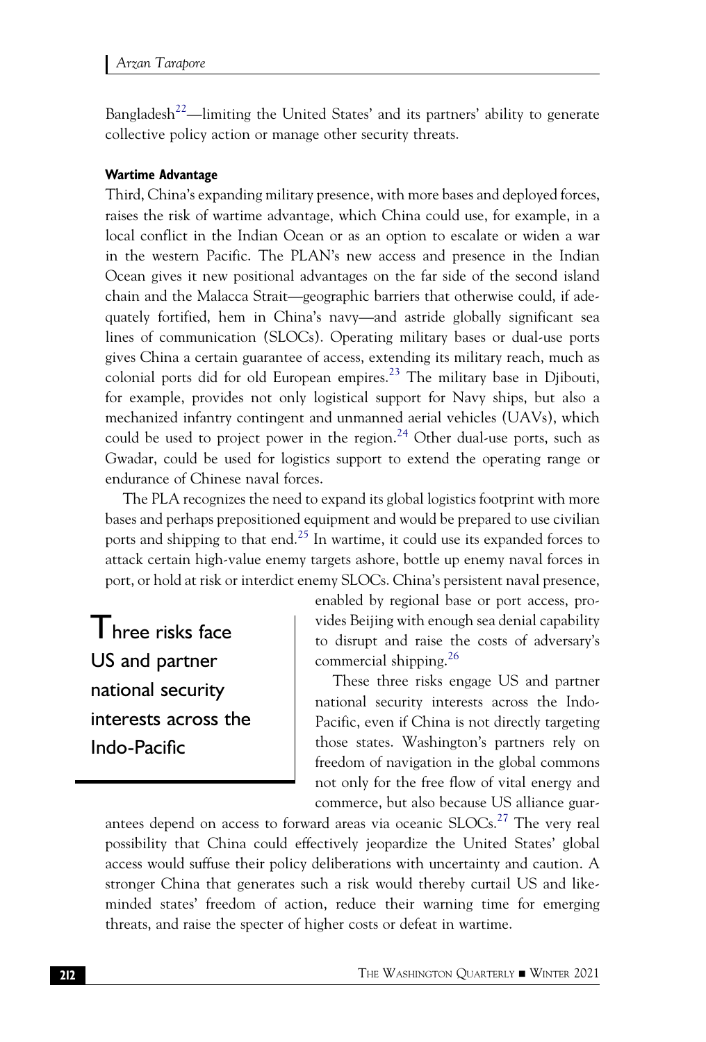Bangladesh[22]—limiting the United States' and its partners' ability to generate collective policy action or manage other security threats.

### Wartime Advantage

Third, China's expanding military presence, with more bases and deployed forces, raises the risk of wartime advantage, which China could use, for example, in a local conflict in the Indian Ocean or as an option to escalate or widen a war in the western Pacific. The PLAN's new access and presence in the Indian Ocean gives it new positional advantages on the far side of the second island chain and the Malacca Strait—geographic barriers that otherwise could, if adequately fortified, hem in China's navy—and astride globally significant sea lines of communication (SLOCs). Operating military bases or dual-use ports gives China a certain guarantee of access, extending its military reach, much as colonial ports did for old European empires.[23] The military base in Djibouti, for example, provides not only logistical support for Navy ships, but also a mechanized infantry contingent and unmanned aerial vehicles (UAVs), which could be used to project power in the region.[24] Other dual-use ports, such as Gwadar, could be used for logistics support to extend the operating range or endurance of Chinese naval forces.

The PLA recognizes the need to expand its global logistics footprint with more bases and perhaps prepositioned equipment and would be prepared to use civilian ports and shipping to that end.[25] In wartime, it could use its expanded forces to attack certain high-value enemy targets ashore, bottle up enemy naval forces in port, or hold at risk or interdict enemy SLOCs. China's persistent naval presence, enabled by regional base or port access, provides Beijing with enough sea denial capability to disrupt and raise the costs of adversary's commercial shipping.[26]

> Three risks face US and partner national security interests across the Indo-Pacific

These three risks engage US and partner national security interests across the Indo-Pacific, even if China is not directly targeting those states. Washington's partners rely on freedom of navigation in the global commons not only for the free flow of vital energy and commerce, but also because US alliance guarantees depend on access to forward areas via oceanic SLOCs.[27] The very real possibility that China could effectively jeopardize the United States' global access would suffuse their policy deliberations with uncertainty and caution. A stronger China that generates such a risk would thereby curtail US and like-minded states' freedom of action, reduce their warning time for emerging threats, and raise the specter of higher costs or defeat in wartime.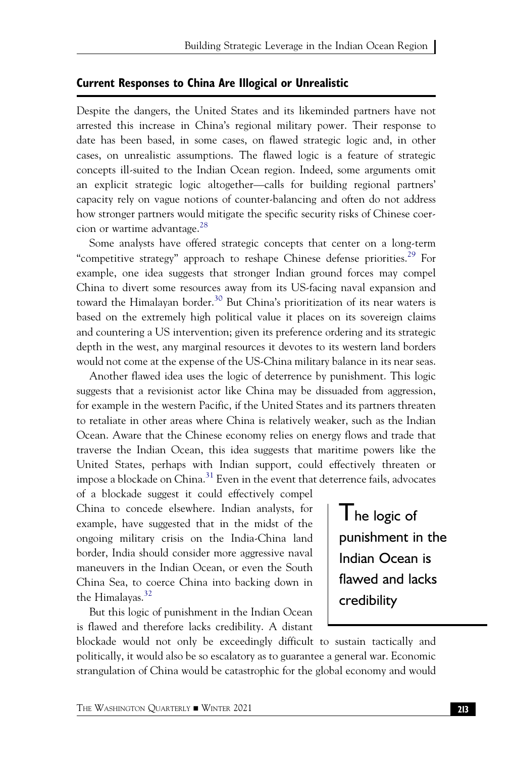## Current Responses to China Are Illogical or Unrealistic

Despite the dangers, the United States and its likeminded partners have not arrested this increase in China's regional military power. Their response to date has been based, in some cases, on flawed strategic logic and, in other cases, on unrealistic assumptions. The flawed logic is a feature of strategic concepts ill-suited to the Indian Ocean region. Indeed, some arguments omit an explicit strategic logic altogether—calls for building regional partners' capacity rely on vague notions of counter-balancing and often do not address how stronger partners would mitigate the specific security risks of Chinese coercion or wartime advantage.[28]

Some analysts have offered strategic concepts that center on a long-term "competitive strategy" approach to reshape Chinese defense priorities.[29] For example, one idea suggests that stronger Indian ground forces may compel China to divert some resources away from its US-facing naval expansion and toward the Himalayan border.[30] But China's prioritization of its near waters is based on the extremely high political value it places on its sovereign claims and countering a US intervention; given its preference ordering and its strategic depth in the west, any marginal resources it devotes to its western land borders would not come at the expense of the US-China military balance in its near seas.

Another flawed idea uses the logic of deterrence by punishment. This logic suggests that a revisionist actor like China may be dissuaded from aggression, for example in the western Pacific, if the United States and its partners threaten to retaliate in other areas where China is relatively weaker, such as the Indian Ocean. Aware that the Chinese economy relies on energy flows and trade that traverse the Indian Ocean, this idea suggests that maritime powers like the United States, perhaps with Indian support, could effectively threaten or impose a blockade on China.[31] Even in the event that deterrence fails, advocates of a blockade suggest it could effectively compel China to concede elsewhere. Indian analysts, for example, have suggested that in the midst of the ongoing military crisis on the India-China land border, India should consider more aggressive naval maneuvers in the Indian Ocean, or even the South China Sea, to coerce China into backing down in the Himalayas.[32]

> The logic of punishment in the Indian Ocean is flawed and lacks credibility

But this logic of punishment in the Indian Ocean is flawed and therefore lacks credibility. A distant blockade would not only be exceedingly difficult to sustain tactically and politically, it would also be so escalatory as to guarantee a general war. Economic strangulation of China would be catastrophic for the global economy and would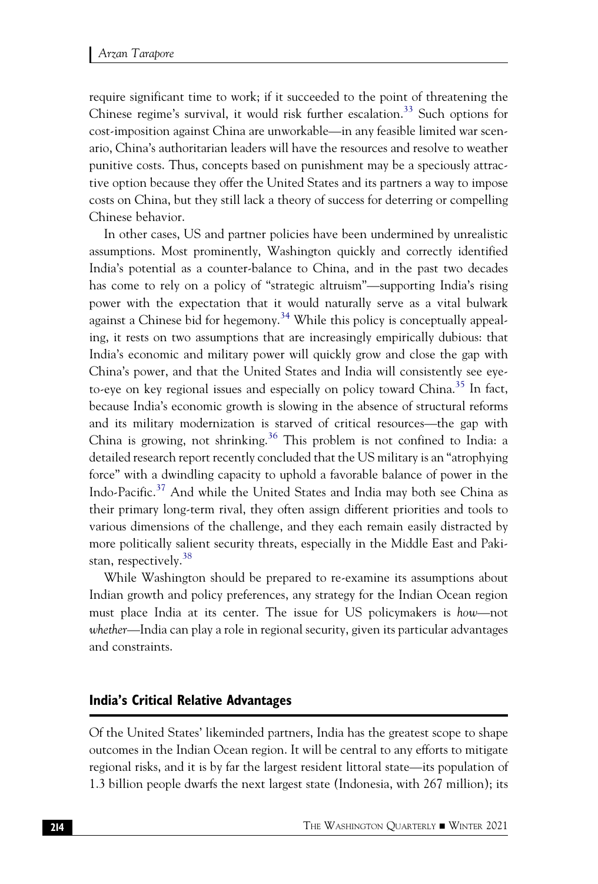require significant time to work; if it succeeded to the point of threatening the Chinese regime's survival, it would risk further escalation.[33] Such options for cost-imposition against China are unworkable—in any feasible limited war scenario, China's authoritarian leaders will have the resources and resolve to weather punitive costs. Thus, concepts based on punishment may be a speciously attractive option because they offer the United States and its partners a way to impose costs on China, but they still lack a theory of success for deterring or compelling Chinese behavior.

In other cases, US and partner policies have been undermined by unrealistic assumptions. Most prominently, Washington quickly and correctly identified India's potential as a counter-balance to China, and in the past two decades has come to rely on a policy of "strategic altruism"—supporting India's rising power with the expectation that it would naturally serve as a vital bulwark against a Chinese bid for hegemony.[34] While this policy is conceptually appealing, it rests on two assumptions that are increasingly empirically dubious: that India's economic and military power will quickly grow and close the gap with China's power, and that the United States and India will consistently see eye-to-eye on key regional issues and especially on policy toward China.[35] In fact, because India's economic growth is slowing in the absence of structural reforms and its military modernization is starved of critical resources—the gap with China is growing, not shrinking.[36] This problem is not confined to India: a detailed research report recently concluded that the US military is an "atrophying force" with a dwindling capacity to uphold a favorable balance of power in the Indo-Pacific.[37] And while the United States and India may both see China as their primary long-term rival, they often assign different priorities and tools to various dimensions of the challenge, and they each remain easily distracted by more politically salient security threats, especially in the Middle East and Pakistan, respectively.[38]

While Washington should be prepared to re-examine its assumptions about Indian growth and policy preferences, any strategy for the Indian Ocean region must place India at its center. The issue for US policymakers is *how*—not *whether*—India can play a role in regional security, given its particular advantages and constraints.

## India's Critical Relative Advantages

Of the United States' likeminded partners, India has the greatest scope to shape outcomes in the Indian Ocean region. It will be central to any efforts to mitigate regional risks, and it is by far the largest resident littoral state—its population of 1.3 billion people dwarfs the next largest state (Indonesia, with 267 million); its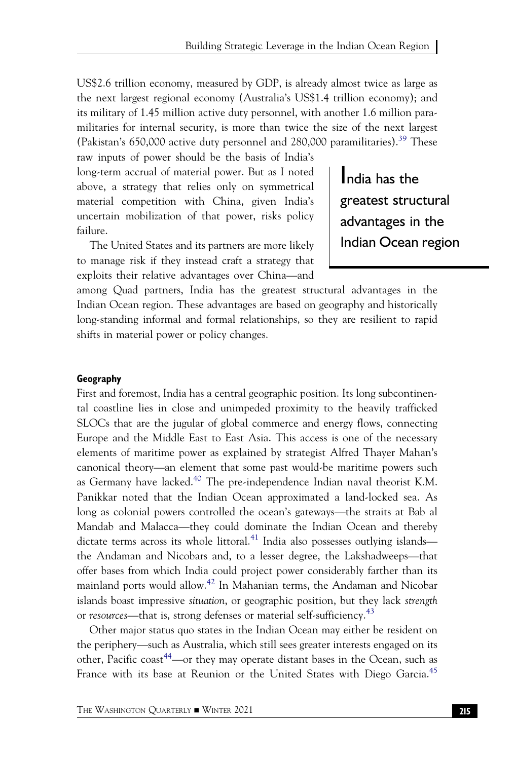US$2.6 trillion economy, measured by GDP, is already almost twice as large as the next largest regional economy (Australia's US$1.4 trillion economy); and its military of 1.45 million active duty personnel, with another 1.6 million paramilitaries for internal security, is more than twice the size of the next largest (Pakistan's 650,000 active duty personnel and 280,000 paramilitaries).[39] These raw inputs of power should be the basis of India's long-term accrual of material power. But as I noted above, a strategy that relies only on symmetrical material competition with China, given India's uncertain mobilization of that power, risks policy failure.

> India has the greatest structural advantages in the Indian Ocean region

The United States and its partners are more likely to manage risk if they instead craft a strategy that exploits their relative advantages over China—and among Quad partners, India has the greatest structural advantages in the Indian Ocean region. These advantages are based on geography and historically long-standing informal and formal relationships, so they are resilient to rapid shifts in material power or policy changes.

### Geography

First and foremost, India has a central geographic position. Its long subcontinental coastline lies in close and unimpeded proximity to the heavily trafficked SLOCs that are the jugular of global commerce and energy flows, connecting Europe and the Middle East to East Asia. This access is one of the necessary elements of maritime power as explained by strategist Alfred Thayer Mahan's canonical theory—an element that some past would-be maritime powers such as Germany have lacked.[40] The pre-independence Indian naval theorist K.M. Panikkar noted that the Indian Ocean approximated a land-locked sea. As long as colonial powers controlled the ocean's gateways—the straits at Bab al Mandab and Malacca—they could dominate the Indian Ocean and thereby dictate terms across its whole littoral.[41] India also possesses outlying islands—the Andaman and Nicobars and, to a lesser degree, the Lakshadweeps—that offer bases from which India could project power considerably farther than its mainland ports would allow.[42] In Mahanian terms, the Andaman and Nicobar islands boast impressive *situation*, or geographic position, but they lack *strength* or *resources*—that is, strong defenses or material self-sufficiency.[43]

Other major status quo states in the Indian Ocean may either be resident on the periphery—such as Australia, which still sees greater interests engaged on its other, Pacific coast[44]—or they may operate distant bases in the Ocean, such as France with its base at Reunion or the United States with Diego Garcia.[45]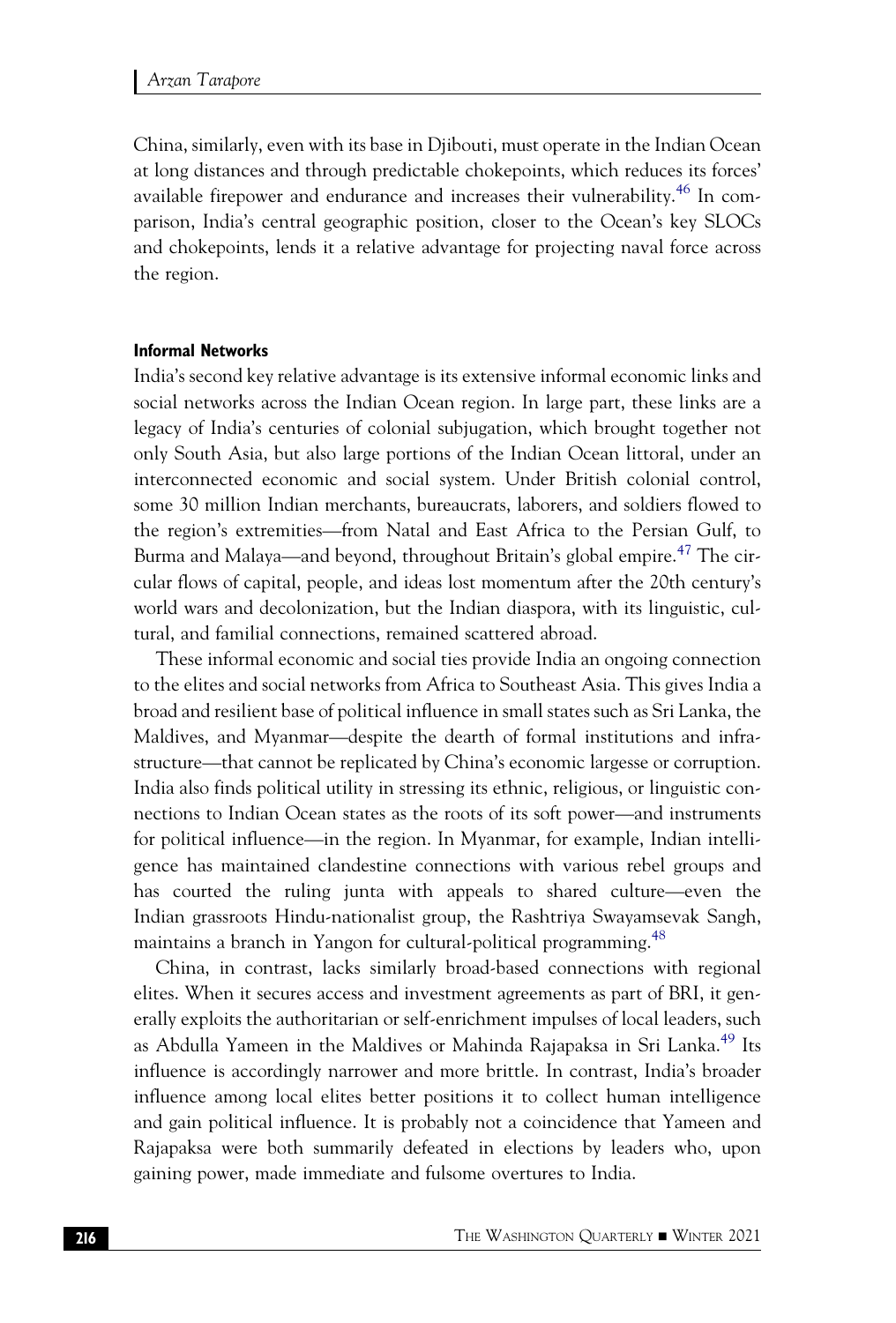China, similarly, even with its base in Djibouti, must operate in the Indian Ocean at long distances and through predictable chokepoints, which reduces its forces' available firepower and endurance and increases their vulnerability.[46] In comparison, India's central geographic position, closer to the Ocean's key SLOCs and chokepoints, lends it a relative advantage for projecting naval force across the region.

### Informal Networks

India's second key relative advantage is its extensive informal economic links and social networks across the Indian Ocean region. In large part, these links are a legacy of India's centuries of colonial subjugation, which brought together not only South Asia, but also large portions of the Indian Ocean littoral, under an interconnected economic and social system. Under British colonial control, some 30 million Indian merchants, bureaucrats, laborers, and soldiers flowed to the region's extremities—from Natal and East Africa to the Persian Gulf, to Burma and Malaya—and beyond, throughout Britain's global empire.[47] The circular flows of capital, people, and ideas lost momentum after the 20th century's world wars and decolonization, but the Indian diaspora, with its linguistic, cultural, and familial connections, remained scattered abroad.

These informal economic and social ties provide India an ongoing connection to the elites and social networks from Africa to Southeast Asia. This gives India a broad and resilient base of political influence in small states such as Sri Lanka, the Maldives, and Myanmar—despite the dearth of formal institutions and infrastructure—that cannot be replicated by China's economic largesse or corruption. India also finds political utility in stressing its ethnic, religious, or linguistic connections to Indian Ocean states as the roots of its soft power—and instruments for political influence—in the region. In Myanmar, for example, Indian intelligence has maintained clandestine connections with various rebel groups and has courted the ruling junta with appeals to shared culture—even the Indian grassroots Hindu-nationalist group, the Rashtriya Swayamsevak Sangh, maintains a branch in Yangon for cultural-political programming.[48]

China, in contrast, lacks similarly broad-based connections with regional elites. When it secures access and investment agreements as part of BRI, it generally exploits the authoritarian or self-enrichment impulses of local leaders, such as Abdulla Yameen in the Maldives or Mahinda Rajapaksa in Sri Lanka.[49] Its influence is accordingly narrower and more brittle. In contrast, India's broader influence among local elites better positions it to collect human intelligence and gain political influence. It is probably not a coincidence that Yameen and Rajapaksa were both summarily defeated in elections by leaders who, upon gaining power, made immediate and fulsome overtures to India.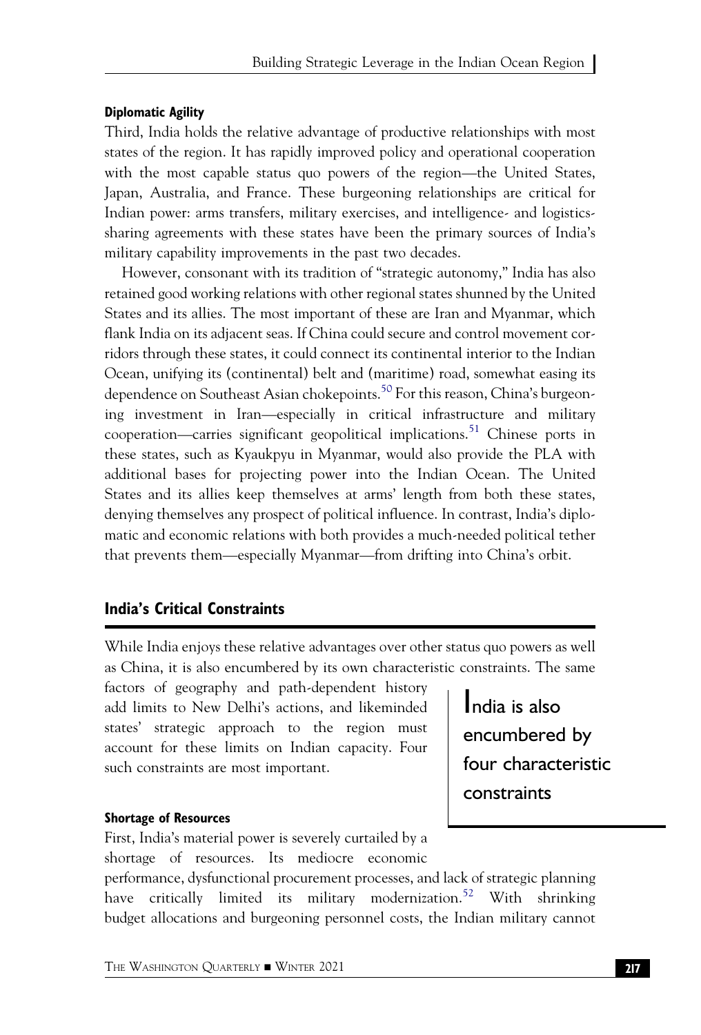#### Diplomatic Agility

Third, India holds the relative advantage of productive relationships with most states of the region. It has rapidly improved policy and operational cooperation with the most capable status quo powers of the region—the United States, Japan, Australia, and France. These burgeoning relationships are critical for Indian power: arms transfers, military exercises, and intelligence- and logistics-sharing agreements with these states have been the primary sources of India's military capability improvements in the past two decades.

However, consonant with its tradition of "strategic autonomy," India has also retained good working relations with other regional states shunned by the United States and its allies. The most important of these are Iran and Myanmar, which flank India on its adjacent seas. If China could secure and control movement corridors through these states, it could connect its continental interior to the Indian Ocean, unifying its (continental) belt and (maritime) road, somewhat easing its dependence on Southeast Asian chokepoints.[50] For this reason, China's burgeoning investment in Iran—especially in critical infrastructure and military cooperation—carries significant geopolitical implications.[51] Chinese ports in these states, such as Kyaukpyu in Myanmar, would also provide the PLA with additional bases for projecting power into the Indian Ocean. The United States and its allies keep themselves at arms' length from both these states, denying themselves any prospect of political influence. In contrast, India's diplomatic and economic relations with both provides a much-needed political tether that prevents them—especially Myanmar—from drifting into China's orbit.

### India's Critical Constraints

While India enjoys these relative advantages over other status quo powers as well as China, it is also encumbered by its own characteristic constraints. The same factors of geography and path-dependent history add limits to New Delhi's actions, and likeminded states' strategic approach to the region must account for these limits on Indian capacity. Four such constraints are most important.

> India is also encumbered by four characteristic constraints

#### Shortage of Resources

First, India's material power is severely curtailed by a shortage of resources. Its mediocre economic performance, dysfunctional procurement processes, and lack of strategic planning have critically limited its military modernization.[52] With shrinking budget allocations and burgeoning personnel costs, the Indian military cannot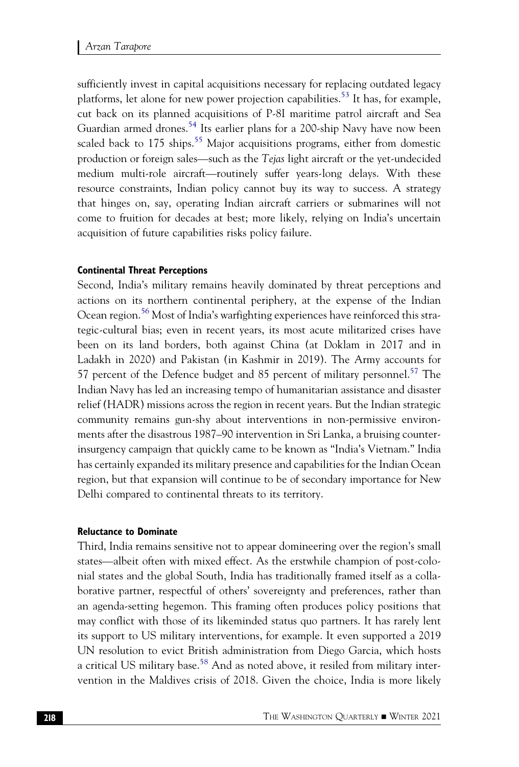sufficiently invest in capital acquisitions necessary for replacing outdated legacy platforms, let alone for new power projection capabilities.[53] It has, for example, cut back on its planned acquisitions of P-8I maritime patrol aircraft and Sea Guardian armed drones.[54] Its earlier plans for a 200-ship Navy have now been scaled back to 175 ships.[55] Major acquisitions programs, either from domestic production or foreign sales—such as the *Tejas* light aircraft or the yet-undecided medium multi-role aircraft—routinely suffer years-long delays. With these resource constraints, Indian policy cannot buy its way to success. A strategy that hinges on, say, operating Indian aircraft carriers or submarines will not come to fruition for decades at best; more likely, relying on India's uncertain acquisition of future capabilities risks policy failure.

### Continental Threat Perceptions

Second, India's military remains heavily dominated by threat perceptions and actions on its northern continental periphery, at the expense of the Indian Ocean region.[56] Most of India's warfighting experiences have reinforced this strategic-cultural bias; even in recent years, its most acute militarized crises have been on its land borders, both against China (at Doklam in 2017 and in Ladakh in 2020) and Pakistan (in Kashmir in 2019). The Army accounts for 57 percent of the Defence budget and 85 percent of military personnel.[57] The Indian Navy has led an increasing tempo of humanitarian assistance and disaster relief (HADR) missions across the region in recent years. But the Indian strategic community remains gun-shy about interventions in non-permissive environments after the disastrous 1987–90 intervention in Sri Lanka, a bruising counterinsurgency campaign that quickly came to be known as "India's Vietnam." India has certainly expanded its military presence and capabilities for the Indian Ocean region, but that expansion will continue to be of secondary importance for New Delhi compared to continental threats to its territory.

### Reluctance to Dominate

Third, India remains sensitive not to appear domineering over the region's small states—albeit often with mixed effect. As the erstwhile champion of post-colonial states and the global South, India has traditionally framed itself as a collaborative partner, respectful of others' sovereignty and preferences, rather than an agenda-setting hegemon. This framing often produces policy positions that may conflict with those of its likeminded status quo partners. It has rarely lent its support to US military interventions, for example. It even supported a 2019 UN resolution to evict British administration from Diego Garcia, which hosts a critical US military base.[58] And as noted above, it resiled from military intervention in the Maldives crisis of 2018. Given the choice, India is more likely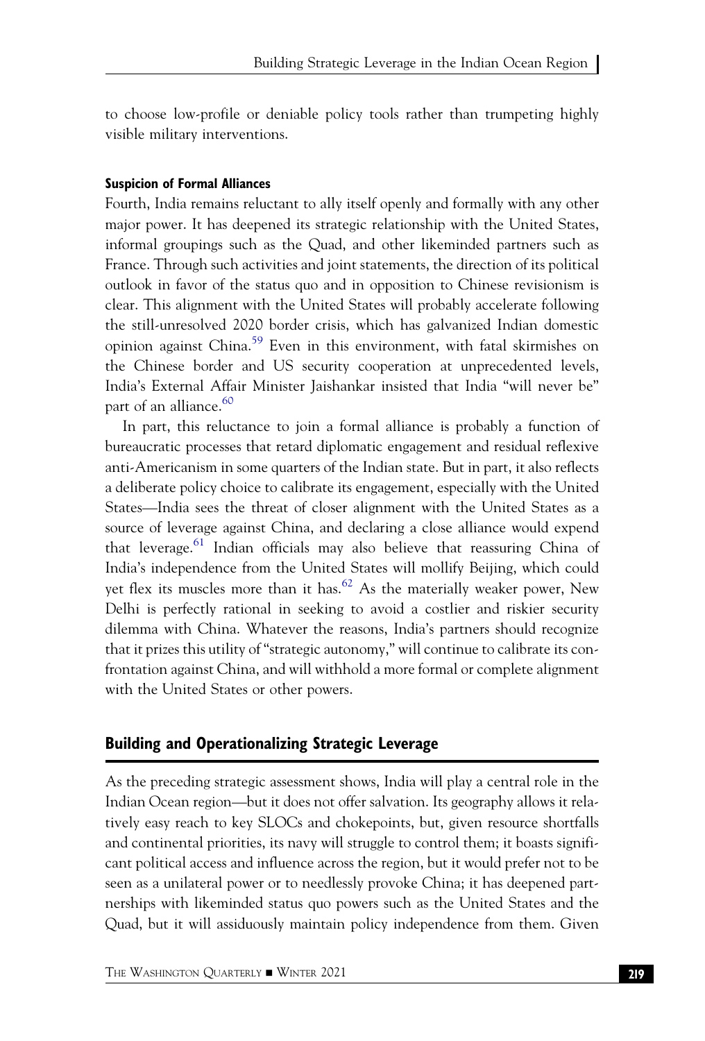to choose low-profile or deniable policy tools rather than trumpeting highly visible military interventions.

#### Suspicion of Formal Alliances

Fourth, India remains reluctant to ally itself openly and formally with any other major power. It has deepened its strategic relationship with the United States, informal groupings such as the Quad, and other likeminded partners such as France. Through such activities and joint statements, the direction of its political outlook in favor of the status quo and in opposition to Chinese revisionism is clear. This alignment with the United States will probably accelerate following the still-unresolved 2020 border crisis, which has galvanized Indian domestic opinion against China.[59] Even in this environment, with fatal skirmishes on the Chinese border and US security cooperation at unprecedented levels, India's External Affair Minister Jaishankar insisted that India "will never be" part of an alliance.[60]

In part, this reluctance to join a formal alliance is probably a function of bureaucratic processes that retard diplomatic engagement and residual reflexive anti-Americanism in some quarters of the Indian state. But in part, it also reflects a deliberate policy choice to calibrate its engagement, especially with the United States—India sees the threat of closer alignment with the United States as a source of leverage against China, and declaring a close alliance would expend that leverage.[61] Indian officials may also believe that reassuring China of India's independence from the United States will mollify Beijing, which could yet flex its muscles more than it has.[62] As the materially weaker power, New Delhi is perfectly rational in seeking to avoid a costlier and riskier security dilemma with China. Whatever the reasons, India's partners should recognize that it prizes this utility of "strategic autonomy," will continue to calibrate its confrontation against China, and will withhold a more formal or complete alignment with the United States or other powers.

## Building and Operationalizing Strategic Leverage

As the preceding strategic assessment shows, India will play a central role in the Indian Ocean region—but it does not offer salvation. Its geography allows it relatively easy reach to key SLOCs and chokepoints, but, given resource shortfalls and continental priorities, its navy will struggle to control them; it boasts significant political access and influence across the region, but it would prefer not to be seen as a unilateral power or to needlessly provoke China; it has deepened partnerships with likeminded status quo powers such as the United States and the Quad, but it will assiduously maintain policy independence from them. Given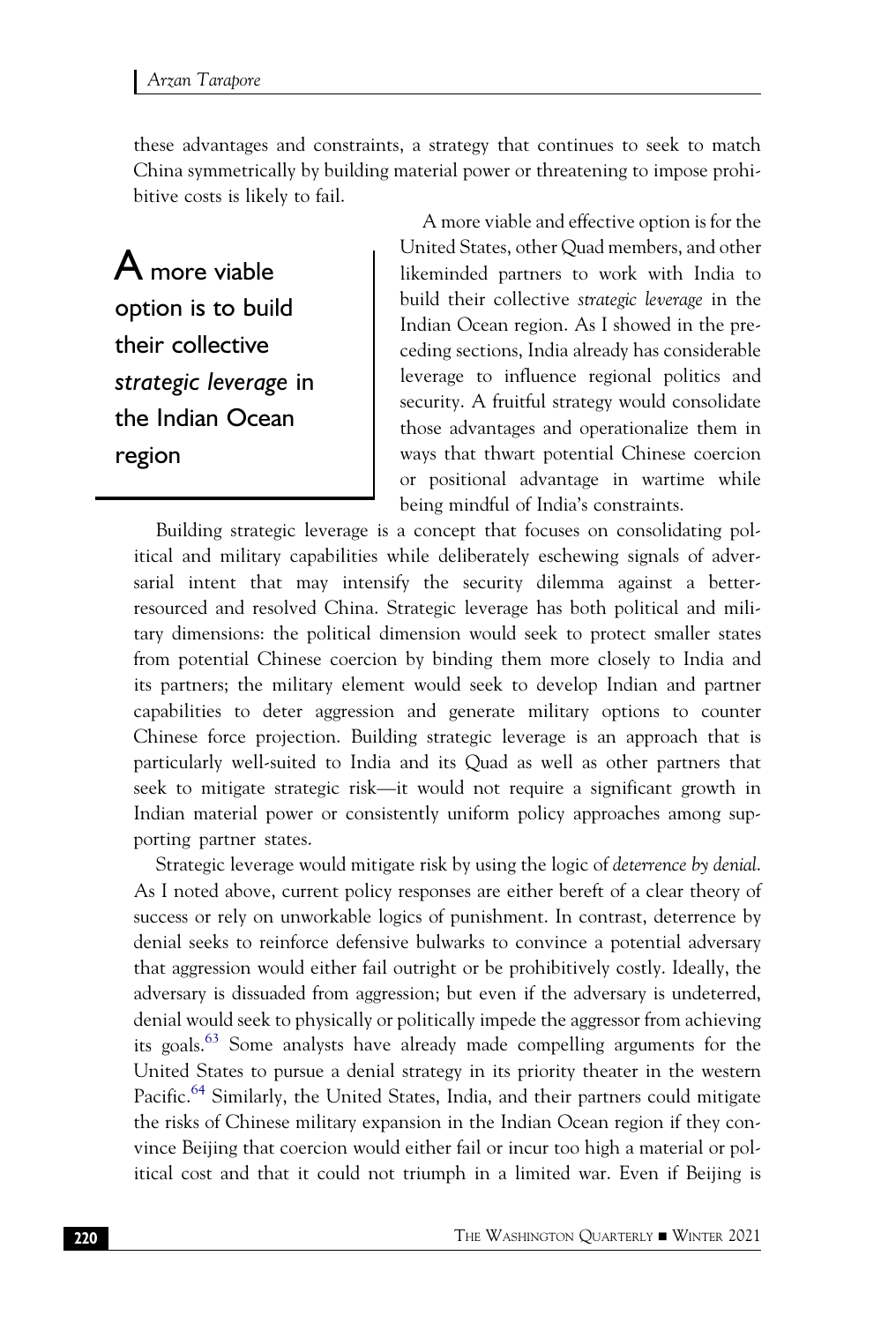these advantages and constraints, a strategy that continues to seek to match China symmetrically by building material power or threatening to impose prohibitive costs is likely to fail.

A more viable and effective option is for the United States, other Quad members, and other likeminded partners to work with India to build their collective *strategic leverage* in the Indian Ocean region. As I showed in the preceding sections, India already has considerable leverage to influence regional politics and security. A fruitful strategy would consolidate those advantages and operationalize them in ways that thwart potential Chinese coercion or positional advantage in wartime while being mindful of India's constraints.

> A more viable option is to build their collective *strategic leverage* in the Indian Ocean region

Building strategic leverage is a concept that focuses on consolidating political and military capabilities while deliberately eschewing signals of adversarial intent that may intensify the security dilemma against a better-resourced and resolved China. Strategic leverage has both political and military dimensions: the political dimension would seek to protect smaller states from potential Chinese coercion by binding them more closely to India and its partners; the military element would seek to develop Indian and partner capabilities to deter aggression and generate military options to counter Chinese force projection. Building strategic leverage is an approach that is particularly well-suited to India and its Quad as well as other partners that seek to mitigate strategic risk—it would not require a significant growth in Indian material power or consistently uniform policy approaches among supporting partner states.

Strategic leverage would mitigate risk by using the logic of *deterrence by denial*. As I noted above, current policy responses are either bereft of a clear theory of success or rely on unworkable logics of punishment. In contrast, deterrence by denial seeks to reinforce defensive bulwarks to convince a potential adversary that aggression would either fail outright or be prohibitively costly. Ideally, the adversary is dissuaded from aggression; but even if the adversary is undeterred, denial would seek to physically or politically impede the aggressor from achieving its goals.[63] Some analysts have already made compelling arguments for the United States to pursue a denial strategy in its priority theater in the western Pacific.[64] Similarly, the United States, India, and their partners could mitigate the risks of Chinese military expansion in the Indian Ocean region if they convince Beijing that coercion would either fail or incur too high a material or political cost and that it could not triumph in a limited war. Even if Beijing is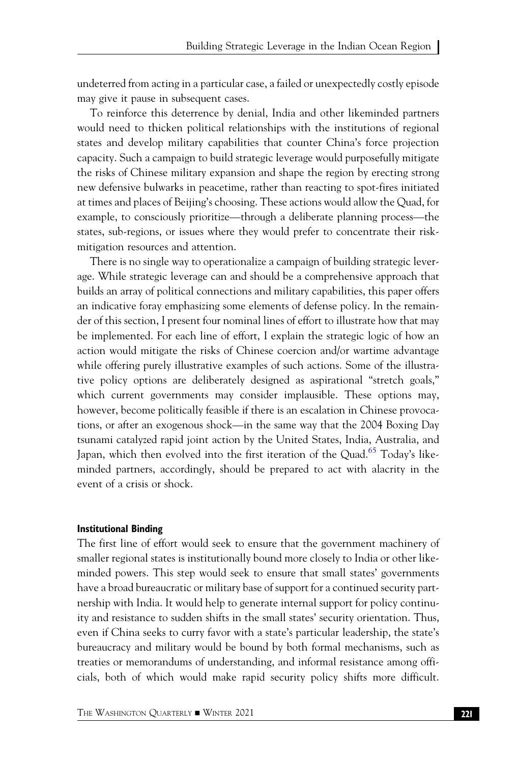undeterred from acting in a particular case, a failed or unexpectedly costly episode may give it pause in subsequent cases.

To reinforce this deterrence by denial, India and other likeminded partners would need to thicken political relationships with the institutions of regional states and develop military capabilities that counter China's force projection capacity. Such a campaign to build strategic leverage would purposefully mitigate the risks of Chinese military expansion and shape the region by erecting strong new defensive bulwarks in peacetime, rather than reacting to spot-fires initiated at times and places of Beijing's choosing. These actions would allow the Quad, for example, to consciously prioritize—through a deliberate planning process—the states, sub-regions, or issues where they would prefer to concentrate their risk-mitigation resources and attention.

There is no single way to operationalize a campaign of building strategic leverage. While strategic leverage can and should be a comprehensive approach that builds an array of political connections and military capabilities, this paper offers an indicative foray emphasizing some elements of defense policy. In the remainder of this section, I present four nominal lines of effort to illustrate how that may be implemented. For each line of effort, I explain the strategic logic of how an action would mitigate the risks of Chinese coercion and/or wartime advantage while offering purely illustrative examples of such actions. Some of the illustrative policy options are deliberately designed as aspirational "stretch goals," which current governments may consider implausible. These options may, however, become politically feasible if there is an escalation in Chinese provocations, or after an exogenous shock—in the same way that the 2004 Boxing Day tsunami catalyzed rapid joint action by the United States, India, Australia, and Japan, which then evolved into the first iteration of the Quad.[65] Today's likeminded partners, accordingly, should be prepared to act with alacrity in the event of a crisis or shock.

### Institutional Binding

The first line of effort would seek to ensure that the government machinery of smaller regional states is institutionally bound more closely to India or other likeminded powers. This step would seek to ensure that small states' governments have a broad bureaucratic or military base of support for a continued security partnership with India. It would help to generate internal support for policy continuity and resistance to sudden shifts in the small states' security orientation. Thus, even if China seeks to curry favor with a state's particular leadership, the state's bureaucracy and military would be bound by both formal mechanisms, such as treaties or memorandums of understanding, and informal resistance among officials, both of which would make rapid security policy shifts more difficult.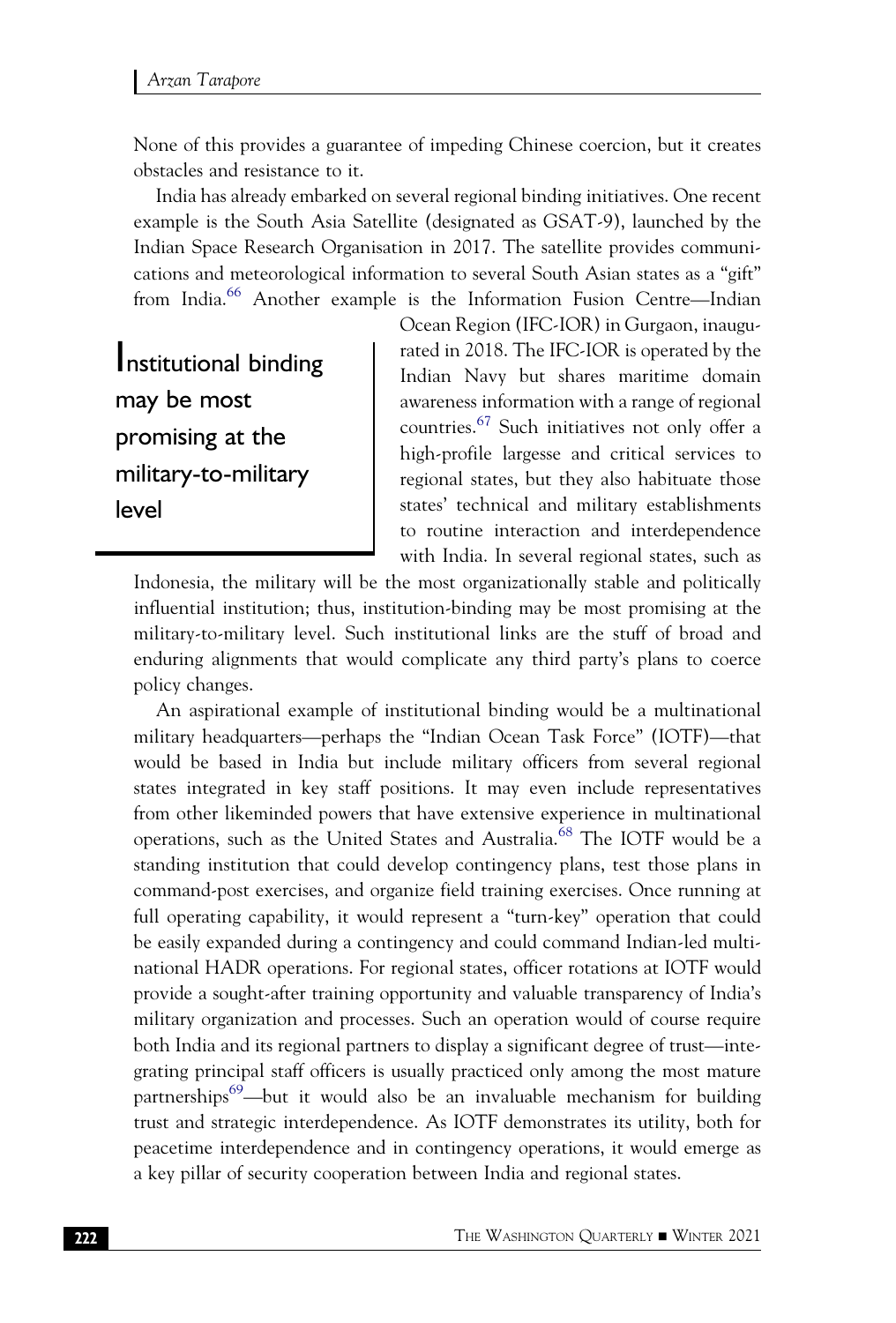None of this provides a guarantee of impeding Chinese coercion, but it creates obstacles and resistance to it.

India has already embarked on several regional binding initiatives. One recent example is the South Asia Satellite (designated as GSAT-9), launched by the Indian Space Research Organisation in 2017. The satellite provides communications and meteorological information to several South Asian states as a "gift" from India.[66] Another example is the Information Fusion Centre—Indian Ocean Region (IFC-IOR) in Gurgaon, inaugurated in 2018. The IFC-IOR is operated by the Indian Navy but shares maritime domain awareness information with a range of regional countries.[67] Such initiatives not only offer a high-profile largesse and critical services to regional states, but they also habituate those states' technical and military establishments to routine interaction and interdependence with India. In several regional states, such as Indonesia, the military will be the most organizationally stable and politically influential institution; thus, institution-binding may be most promising at the military-to-military level. Such institutional links are the stuff of broad and enduring alignments that would complicate any third party's plans to coerce policy changes.

> Institutional binding may be most promising at the military-to-military level

An aspirational example of institutional binding would be a multinational military headquarters—perhaps the "Indian Ocean Task Force" (IOTF)—that would be based in India but include military officers from several regional states integrated in key staff positions. It may even include representatives from other likeminded powers that have extensive experience in multinational operations, such as the United States and Australia.[68] The IOTF would be a standing institution that could develop contingency plans, test those plans in command-post exercises, and organize field training exercises. Once running at full operating capability, it would represent a "turn-key" operation that could be easily expanded during a contingency and could command Indian-led multinational HADR operations. For regional states, officer rotations at IOTF would provide a sought-after training opportunity and valuable transparency of India's military organization and processes. Such an operation would of course require both India and its regional partners to display a significant degree of trust—integrating principal staff officers is usually practiced only among the most mature partnerships[69]—but it would also be an invaluable mechanism for building trust and strategic interdependence. As IOTF demonstrates its utility, both for peacetime interdependence and in contingency operations, it would emerge as a key pillar of security cooperation between India and regional states.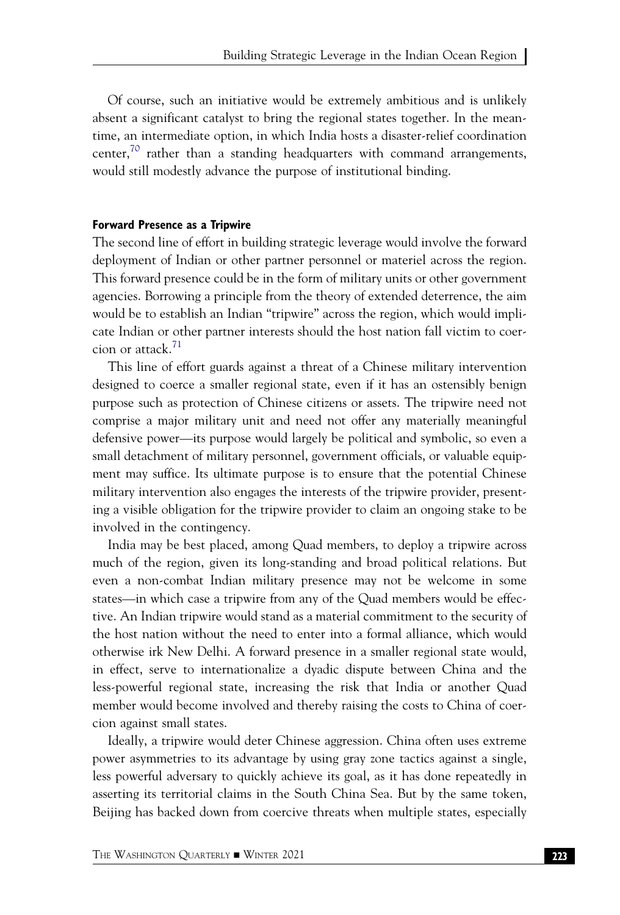Of course, such an initiative would be extremely ambitious and is unlikely absent a significant catalyst to bring the regional states together. In the meantime, an intermediate option, in which India hosts a disaster-relief coordination center,[70] rather than a standing headquarters with command arrangements, would still modestly advance the purpose of institutional binding.

#### Forward Presence as a Tripwire

The second line of effort in building strategic leverage would involve the forward deployment of Indian or other partner personnel or materiel across the region. This forward presence could be in the form of military units or other government agencies. Borrowing a principle from the theory of extended deterrence, the aim would be to establish an Indian "tripwire" across the region, which would implicate Indian or other partner interests should the host nation fall victim to coercion or attack.[71]

This line of effort guards against a threat of a Chinese military intervention designed to coerce a smaller regional state, even if it has an ostensibly benign purpose such as protection of Chinese citizens or assets. The tripwire need not comprise a major military unit and need not offer any materially meaningful defensive power—its purpose would largely be political and symbolic, so even a small detachment of military personnel, government officials, or valuable equipment may suffice. Its ultimate purpose is to ensure that the potential Chinese military intervention also engages the interests of the tripwire provider, presenting a visible obligation for the tripwire provider to claim an ongoing stake to be involved in the contingency.

India may be best placed, among Quad members, to deploy a tripwire across much of the region, given its long-standing and broad political relations. But even a non-combat Indian military presence may not be welcome in some states—in which case a tripwire from any of the Quad members would be effective. An Indian tripwire would stand as a material commitment to the security of the host nation without the need to enter into a formal alliance, which would otherwise irk New Delhi. A forward presence in a smaller regional state would, in effect, serve to internationalize a dyadic dispute between China and the less-powerful regional state, increasing the risk that India or another Quad member would become involved and thereby raising the costs to China of coercion against small states.

Ideally, a tripwire would deter Chinese aggression. China often uses extreme power asymmetries to its advantage by using gray zone tactics against a single, less powerful adversary to quickly achieve its goal, as it has done repeatedly in asserting its territorial claims in the South China Sea. But by the same token, Beijing has backed down from coercive threats when multiple states, especially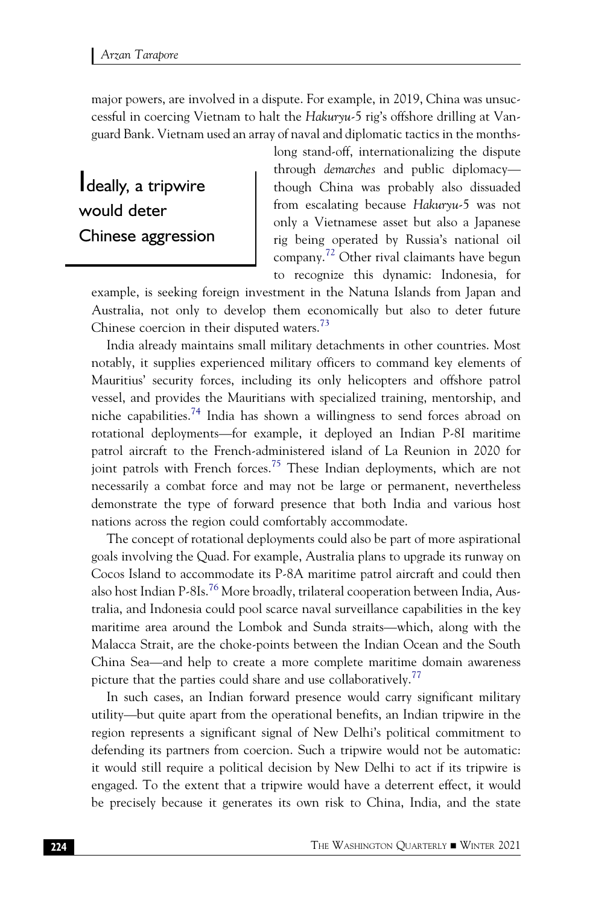major powers, are involved in a dispute. For example, in 2019, China was unsuccessful in coercing Vietnam to halt the *Hakuryu-5* rig's offshore drilling at Vanguard Bank. Vietnam used an array of naval and diplomatic tactics in the months-long stand-off, internationalizing the dispute through *demarches* and public diplomacy—though China was probably also dissuaded from escalating because *Hakuryu-5* was not only a Vietnamese asset but also a Japanese rig being operated by Russia's national oil company.[72] Other rival claimants have begun to recognize this dynamic: Indonesia, for example, is seeking foreign investment in the Natuna Islands from Japan and Australia, not only to develop them economically but also to deter future Chinese coercion in their disputed waters.[73]

> Ideally, a tripwire would deter Chinese aggression

India already maintains small military detachments in other countries. Most notably, it supplies experienced military officers to command key elements of Mauritius' security forces, including its only helicopters and offshore patrol vessel, and provides the Mauritians with specialized training, mentorship, and niche capabilities.[74] India has shown a willingness to send forces abroad on rotational deployments—for example, it deployed an Indian P-8I maritime patrol aircraft to the French-administered island of La Reunion in 2020 for joint patrols with French forces.[75] These Indian deployments, which are not necessarily a combat force and may not be large or permanent, nevertheless demonstrate the type of forward presence that both India and various host nations across the region could comfortably accommodate.

The concept of rotational deployments could also be part of more aspirational goals involving the Quad. For example, Australia plans to upgrade its runway on Cocos Island to accommodate its P-8A maritime patrol aircraft and could then also host Indian P-8Is.[76] More broadly, trilateral cooperation between India, Australia, and Indonesia could pool scarce naval surveillance capabilities in the key maritime area around the Lombok and Sunda straits—which, along with the Malacca Strait, are the choke-points between the Indian Ocean and the South China Sea—and help to create a more complete maritime domain awareness picture that the parties could share and use collaboratively.[77]

In such cases, an Indian forward presence would carry significant military utility—but quite apart from the operational benefits, an Indian tripwire in the region represents a significant signal of New Delhi's political commitment to defending its partners from coercion. Such a tripwire would not be automatic: it would still require a political decision by New Delhi to act if its tripwire is engaged. To the extent that a tripwire would have a deterrent effect, it would be precisely because it generates its own risk to China, India, and the state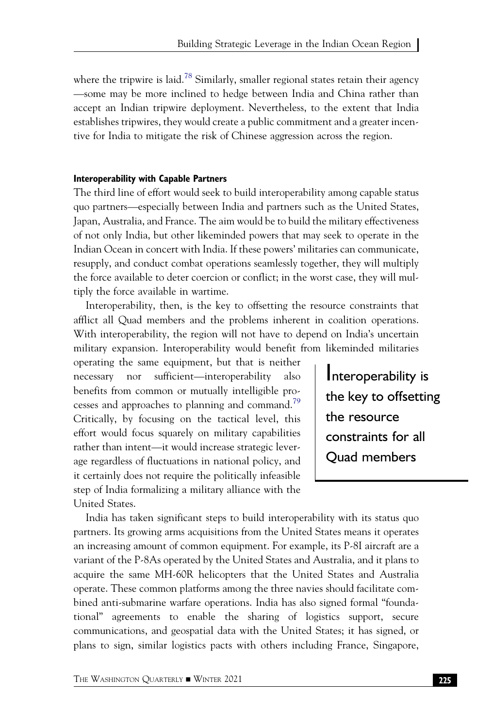where the tripwire is laid.[78] Similarly, smaller regional states retain their agency—some may be more inclined to hedge between India and China rather than accept an Indian tripwire deployment. Nevertheless, to the extent that India establishes tripwires, they would create a public commitment and a greater incentive for India to mitigate the risk of Chinese aggression across the region.

#### Interoperability with Capable Partners

The third line of effort would seek to build interoperability among capable status quo partners—especially between India and partners such as the United States, Japan, Australia, and France. The aim would be to build the military effectiveness of not only India, but other likeminded powers that may seek to operate in the Indian Ocean in concert with India. If these powers' militaries can communicate, resupply, and conduct combat operations seamlessly together, they will multiply the force available to deter coercion or conflict; in the worst case, they will multiply the force available in wartime.

Interoperability, then, is the key to offsetting the resource constraints that afflict all Quad members and the problems inherent in coalition operations. With interoperability, the region will not have to depend on India's uncertain military expansion. Interoperability would benefit from likeminded militaries operating the same equipment, but that is neither necessary nor sufficient—interoperability also benefits from common or mutually intelligible processes and approaches to planning and command.[79] Critically, by focusing on the tactical level, this effort would focus squarely on military capabilities rather than intent—it would increase strategic leverage regardless of fluctuations in national policy, and it certainly does not require the politically infeasible step of India formalizing a military alliance with the United States.

> Interoperability is the key to offsetting the resource constraints for all Quad members

India has taken significant steps to build interoperability with its status quo partners. Its growing arms acquisitions from the United States means it operates an increasing amount of common equipment. For example, its P-8I aircraft are a variant of the P-8As operated by the United States and Australia, and it plans to acquire the same MH-60R helicopters that the United States and Australia operate. These common platforms among the three navies should facilitate combined anti-submarine warfare operations. India has also signed formal "foundational" agreements to enable the sharing of logistics support, secure communications, and geospatial data with the United States; it has signed, or plans to sign, similar logistics pacts with others including France, Singapore,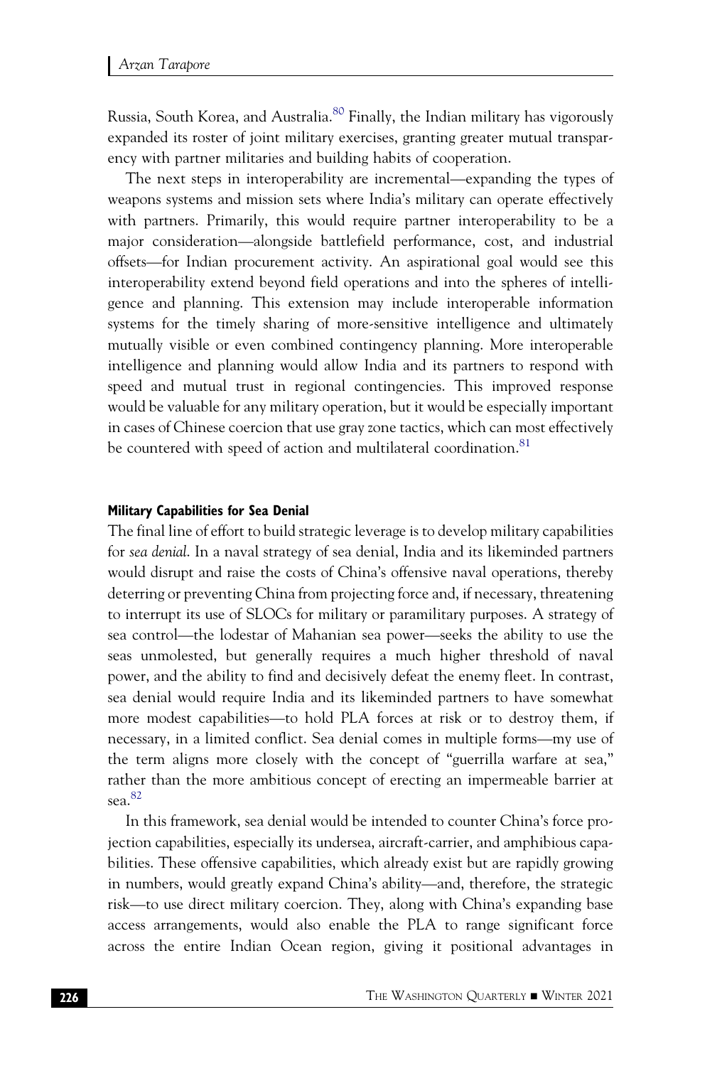Russia, South Korea, and Australia.[80] Finally, the Indian military has vigorously expanded its roster of joint military exercises, granting greater mutual transparency with partner militaries and building habits of cooperation.

The next steps in interoperability are incremental—expanding the types of weapons systems and mission sets where India's military can operate effectively with partners. Primarily, this would require partner interoperability to be a major consideration—alongside battlefield performance, cost, and industrial offsets—for Indian procurement activity. An aspirational goal would see this interoperability extend beyond field operations and into the spheres of intelligence and planning. This extension may include interoperable information systems for the timely sharing of more-sensitive intelligence and ultimately mutually visible or even combined contingency planning. More interoperable intelligence and planning would allow India and its partners to respond with speed and mutual trust in regional contingencies. This improved response would be valuable for any military operation, but it would be especially important in cases of Chinese coercion that use gray zone tactics, which can most effectively be countered with speed of action and multilateral coordination.[81]

### Military Capabilities for Sea Denial

The final line of effort to build strategic leverage is to develop military capabilities for *sea denial*. In a naval strategy of sea denial, India and its likeminded partners would disrupt and raise the costs of China's offensive naval operations, thereby deterring or preventing China from projecting force and, if necessary, threatening to interrupt its use of SLOCs for military or paramilitary purposes. A strategy of sea control—the lodestar of Mahanian sea power—seeks the ability to use the seas unmolested, but generally requires a much higher threshold of naval power, and the ability to find and decisively defeat the enemy fleet. In contrast, sea denial would require India and its likeminded partners to have somewhat more modest capabilities—to hold PLA forces at risk or to destroy them, if necessary, in a limited conflict. Sea denial comes in multiple forms—my use of the term aligns more closely with the concept of "guerrilla warfare at sea," rather than the more ambitious concept of erecting an impermeable barrier at sea.[82]

In this framework, sea denial would be intended to counter China's force projection capabilities, especially its undersea, aircraft-carrier, and amphibious capabilities. These offensive capabilities, which already exist but are rapidly growing in numbers, would greatly expand China's ability—and, therefore, the strategic risk—to use direct military coercion. They, along with China's expanding base access arrangements, would also enable the PLA to range significant force across the entire Indian Ocean region, giving it positional advantages in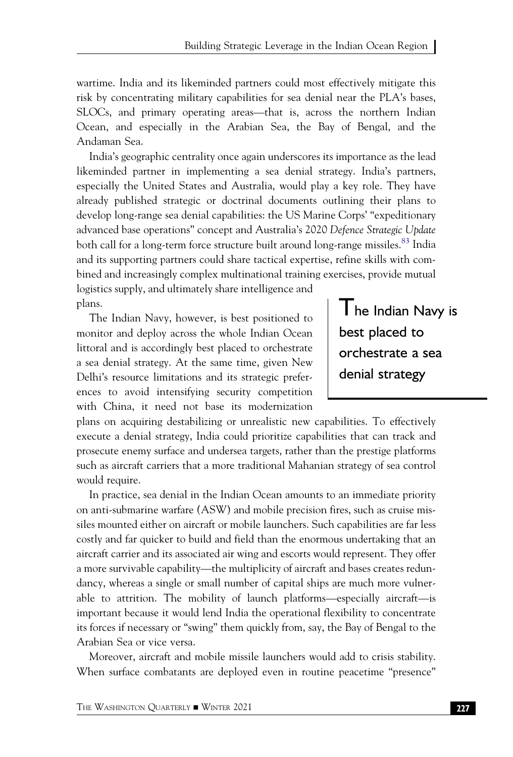wartime. India and its likeminded partners could most effectively mitigate this risk by concentrating military capabilities for sea denial near the PLA's bases, SLOCs, and primary operating areas—that is, across the northern Indian Ocean, and especially in the Arabian Sea, the Bay of Bengal, and the Andaman Sea.

India's geographic centrality once again underscores its importance as the lead likeminded partner in implementing a sea denial strategy. India's partners, especially the United States and Australia, would play a key role. They have already published strategic or doctrinal documents outlining their plans to develop long-range sea denial capabilities: the US Marine Corps' "expeditionary advanced base operations" concept and Australia's 2020 *Defence Strategic Update* both call for a long-term force structure built around long-range missiles.[83] India and its supporting partners could share tactical expertise, refine skills with combined and increasingly complex multinational training exercises, provide mutual logistics supply, and ultimately share intelligence and plans.

> The Indian Navy is best placed to orchestrate a sea denial strategy

The Indian Navy, however, is best positioned to monitor and deploy across the whole Indian Ocean littoral and is accordingly best placed to orchestrate a sea denial strategy. At the same time, given New Delhi's resource limitations and its strategic preferences to avoid intensifying security competition with China, it need not base its modernization plans on acquiring destabilizing or unrealistic new capabilities. To effectively execute a denial strategy, India could prioritize capabilities that can track and prosecute enemy surface and undersea targets, rather than the prestige platforms such as aircraft carriers that a more traditional Mahanian strategy of sea control would require.

In practice, sea denial in the Indian Ocean amounts to an immediate priority on anti-submarine warfare (ASW) and mobile precision fires, such as cruise missiles mounted either on aircraft or mobile launchers. Such capabilities are far less costly and far quicker to build and field than the enormous undertaking that an aircraft carrier and its associated air wing and escorts would represent. They offer a more survivable capability—the multiplicity of aircraft and bases creates redundancy, whereas a single or small number of capital ships are much more vulnerable to attrition. The mobility of launch platforms—especially aircraft—is important because it would lend India the operational flexibility to concentrate its forces if necessary or "swing" them quickly from, say, the Bay of Bengal to the Arabian Sea or vice versa.

Moreover, aircraft and mobile missile launchers would add to crisis stability. When surface combatants are deployed even in routine peacetime "presence"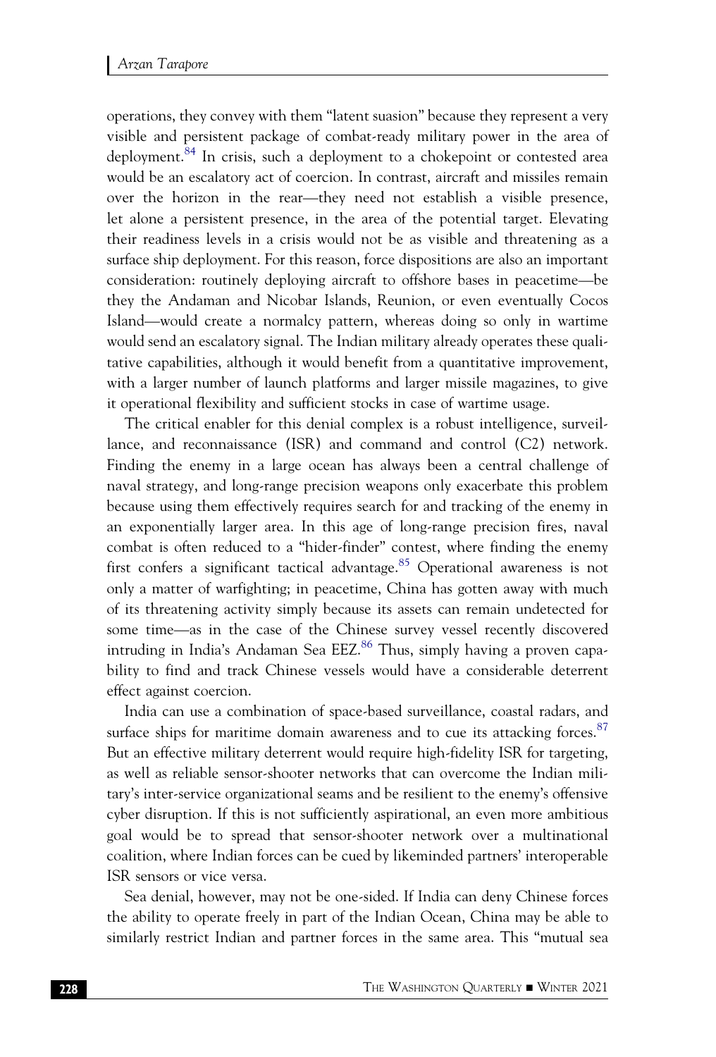operations, they convey with them "latent suasion" because they represent a very visible and persistent package of combat-ready military power in the area of deployment.[84] In crisis, such a deployment to a chokepoint or contested area would be an escalatory act of coercion. In contrast, aircraft and missiles remain over the horizon in the rear—they need not establish a visible presence, let alone a persistent presence, in the area of the potential target. Elevating their readiness levels in a crisis would not be as visible and threatening as a surface ship deployment. For this reason, force dispositions are also an important consideration: routinely deploying aircraft to offshore bases in peacetime—be they the Andaman and Nicobar Islands, Reunion, or even eventually Cocos Island—would create a normalcy pattern, whereas doing so only in wartime would send an escalatory signal. The Indian military already operates these qualitative capabilities, although it would benefit from a quantitative improvement, with a larger number of launch platforms and larger missile magazines, to give it operational flexibility and sufficient stocks in case of wartime usage.

The critical enabler for this denial complex is a robust intelligence, surveillance, and reconnaissance (ISR) and command and control (C2) network. Finding the enemy in a large ocean has always been a central challenge of naval strategy, and long-range precision weapons only exacerbate this problem because using them effectively requires search for and tracking of the enemy in an exponentially larger area. In this age of long-range precision fires, naval combat is often reduced to a "hider-finder" contest, where finding the enemy first confers a significant tactical advantage.[85] Operational awareness is not only a matter of warfighting; in peacetime, China has gotten away with much of its threatening activity simply because its assets can remain undetected for some time—as in the case of the Chinese survey vessel recently discovered intruding in India's Andaman Sea EEZ.[86] Thus, simply having a proven capability to find and track Chinese vessels would have a considerable deterrent effect against coercion.

India can use a combination of space-based surveillance, coastal radars, and surface ships for maritime domain awareness and to cue its attacking forces.[87] But an effective military deterrent would require high-fidelity ISR for targeting, as well as reliable sensor-shooter networks that can overcome the Indian military's inter-service organizational seams and be resilient to the enemy's offensive cyber disruption. If this is not sufficiently aspirational, an even more ambitious goal would be to spread that sensor-shooter network over a multinational coalition, where Indian forces can be cued by likeminded partners' interoperable ISR sensors or vice versa.

Sea denial, however, may not be one-sided. If India can deny Chinese forces the ability to operate freely in part of the Indian Ocean, China may be able to similarly restrict Indian and partner forces in the same area. This "mutual sea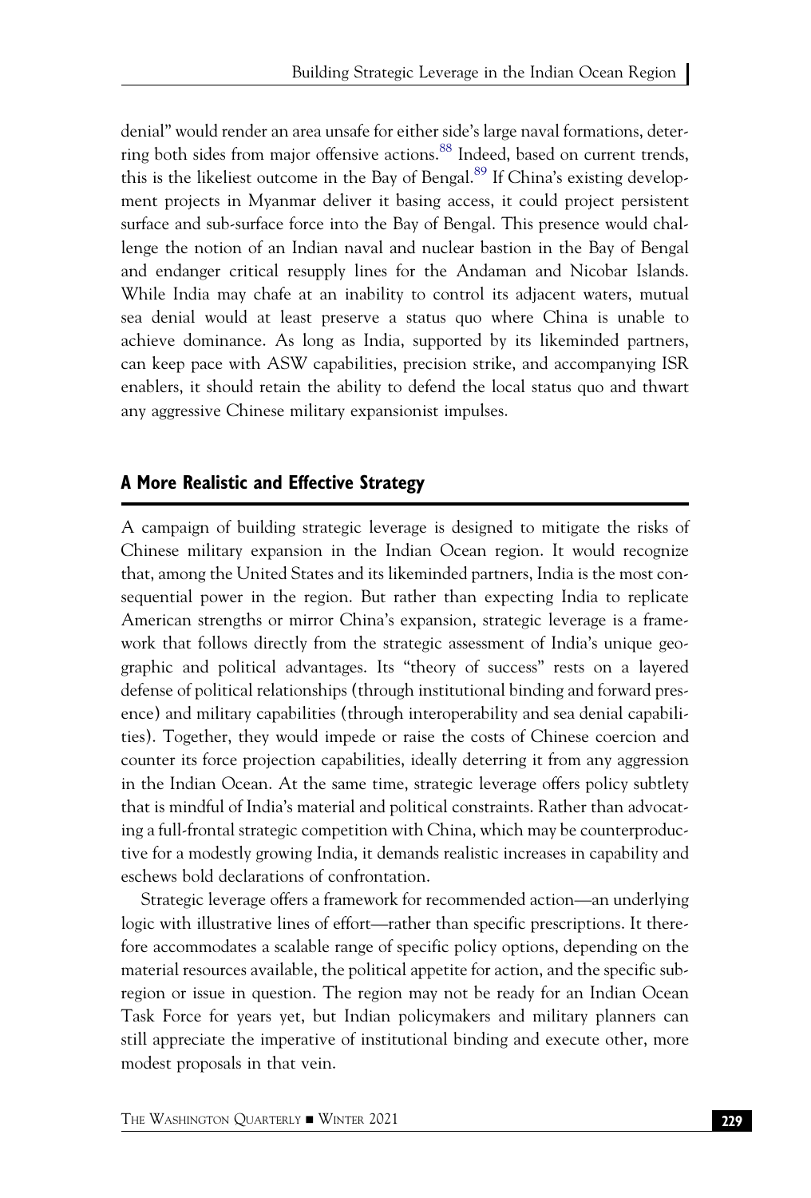denial" would render an area unsafe for either side's large naval formations, deterring both sides from major offensive actions.[88] Indeed, based on current trends, this is the likeliest outcome in the Bay of Bengal.[89] If China's existing development projects in Myanmar deliver it basing access, it could project persistent surface and sub-surface force into the Bay of Bengal. This presence would challenge the notion of an Indian naval and nuclear bastion in the Bay of Bengal and endanger critical resupply lines for the Andaman and Nicobar Islands. While India may chafe at an inability to control its adjacent waters, mutual sea denial would at least preserve a status quo where China is unable to achieve dominance. As long as India, supported by its likeminded partners, can keep pace with ASW capabilities, precision strike, and accompanying ISR enablers, it should retain the ability to defend the local status quo and thwart any aggressive Chinese military expansionist impulses.

## A More Realistic and Effective Strategy

A campaign of building strategic leverage is designed to mitigate the risks of Chinese military expansion in the Indian Ocean region. It would recognize that, among the United States and its likeminded partners, India is the most consequential power in the region. But rather than expecting India to replicate American strengths or mirror China's expansion, strategic leverage is a framework that follows directly from the strategic assessment of India's unique geographic and political advantages. Its "theory of success" rests on a layered defense of political relationships (through institutional binding and forward presence) and military capabilities (through interoperability and sea denial capabilities). Together, they would impede or raise the costs of Chinese coercion and counter its force projection capabilities, ideally deterring it from any aggression in the Indian Ocean. At the same time, strategic leverage offers policy subtlety that is mindful of India's material and political constraints. Rather than advocating a full-frontal strategic competition with China, which may be counterproductive for a modestly growing India, it demands realistic increases in capability and eschews bold declarations of confrontation.

Strategic leverage offers a framework for recommended action—an underlying logic with illustrative lines of effort—rather than specific prescriptions. It therefore accommodates a scalable range of specific policy options, depending on the material resources available, the political appetite for action, and the specific subregion or issue in question. The region may not be ready for an Indian Ocean Task Force for years yet, but Indian policymakers and military planners can still appreciate the imperative of institutional binding and execute other, more modest proposals in that vein.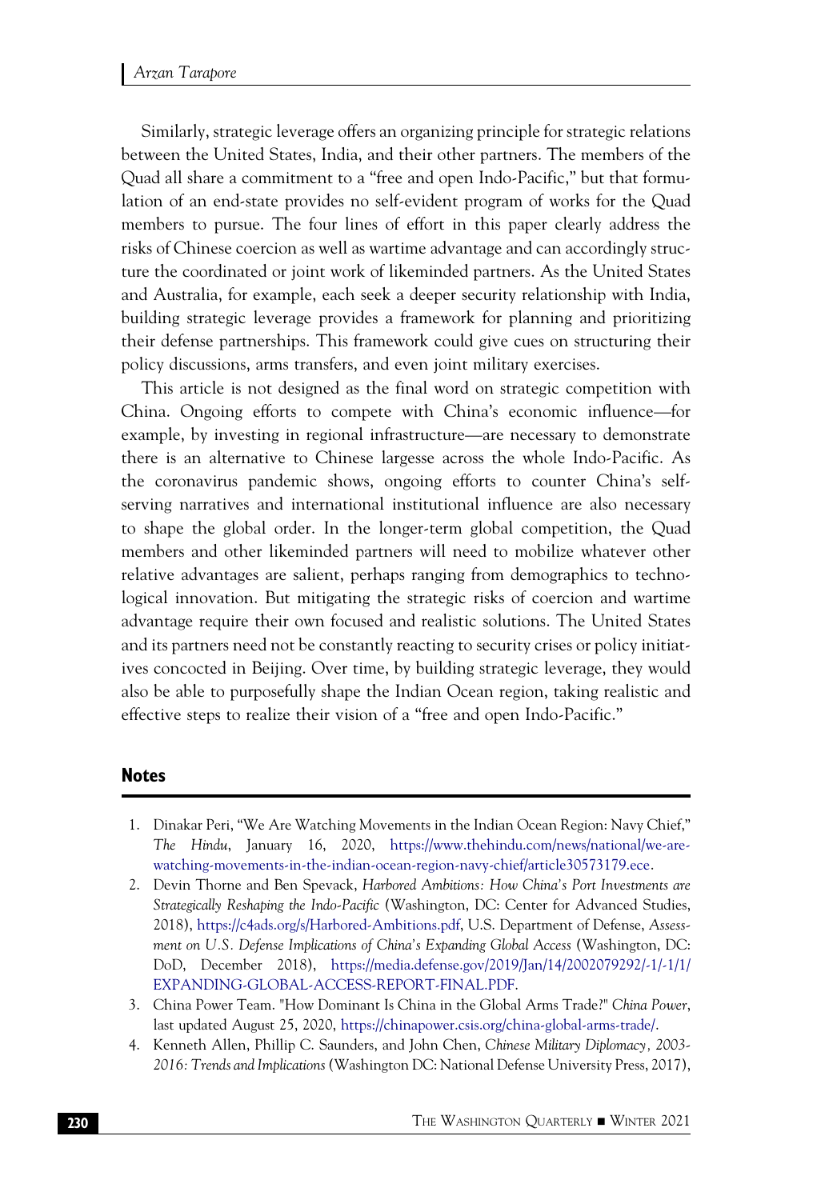Similarly, strategic leverage offers an organizing principle for strategic relations between the United States, India, and their other partners. The members of the Quad all share a commitment to a "free and open Indo-Pacific," but that formulation of an end-state provides no self-evident program of works for the Quad members to pursue. The four lines of effort in this paper clearly address the risks of Chinese coercion as well as wartime advantage and can accordingly structure the coordinated or joint work of likeminded partners. As the United States and Australia, for example, each seek a deeper security relationship with India, building strategic leverage provides a framework for planning and prioritizing their defense partnerships. This framework could give cues on structuring their policy discussions, arms transfers, and even joint military exercises.

This article is not designed as the final word on strategic competition with China. Ongoing efforts to compete with China's economic influence—for example, by investing in regional infrastructure—are necessary to demonstrate there is an alternative to Chinese largesse across the whole Indo-Pacific. As the coronavirus pandemic shows, ongoing efforts to counter China's self-serving narratives and international institutional influence are also necessary to shape the global order. In the longer-term global competition, the Quad members and other likeminded partners will need to mobilize whatever other relative advantages are salient, perhaps ranging from demographics to technological innovation. But mitigating the strategic risks of coercion and wartime advantage require their own focused and realistic solutions. The United States and its partners need not be constantly reacting to security crises or policy initiatives concocted in Beijing. Over time, by building strategic leverage, they would also be able to purposefully shape the Indian Ocean region, taking realistic and effective steps to realize their vision of a "free and open Indo-Pacific."

## Notes

1. Dinakar Peri, "We Are Watching Movements in the Indian Ocean Region: Navy Chief," *The Hindu*, January 16, 2020, https://www.thehindu.com/news/national/we-are-watching-movements-in-the-indian-ocean-region-navy-chief/article30573179.ece.
2. Devin Thorne and Ben Spevack, *Harbored Ambitions: How China's Port Investments are Strategically Reshaping the Indo-Pacific* (Washington, DC: Center for Advanced Studies, 2018), https://c4ads.org/s/Harbored-Ambitions.pdf, U.S. Department of Defense, *Assessment on U.S. Defense Implications of China's Expanding Global Access* (Washington, DC: DoD, December 2018), https://media.defense.gov/2019/Jan/14/2002079292/-1/-1/1/EXPANDING-GLOBAL-ACCESS-REPORT-FINAL.PDF.
3. China Power Team. "How Dominant Is China in the Global Arms Trade?" *China Power*, last updated August 25, 2020, https://chinapower.csis.org/china-global-arms-trade/.
4. Kenneth Allen, Phillip C. Saunders, and John Chen, *Chinese Military Diplomacy, 2003-2016: Trends and Implications* (Washington DC: National Defense University Press, 2017),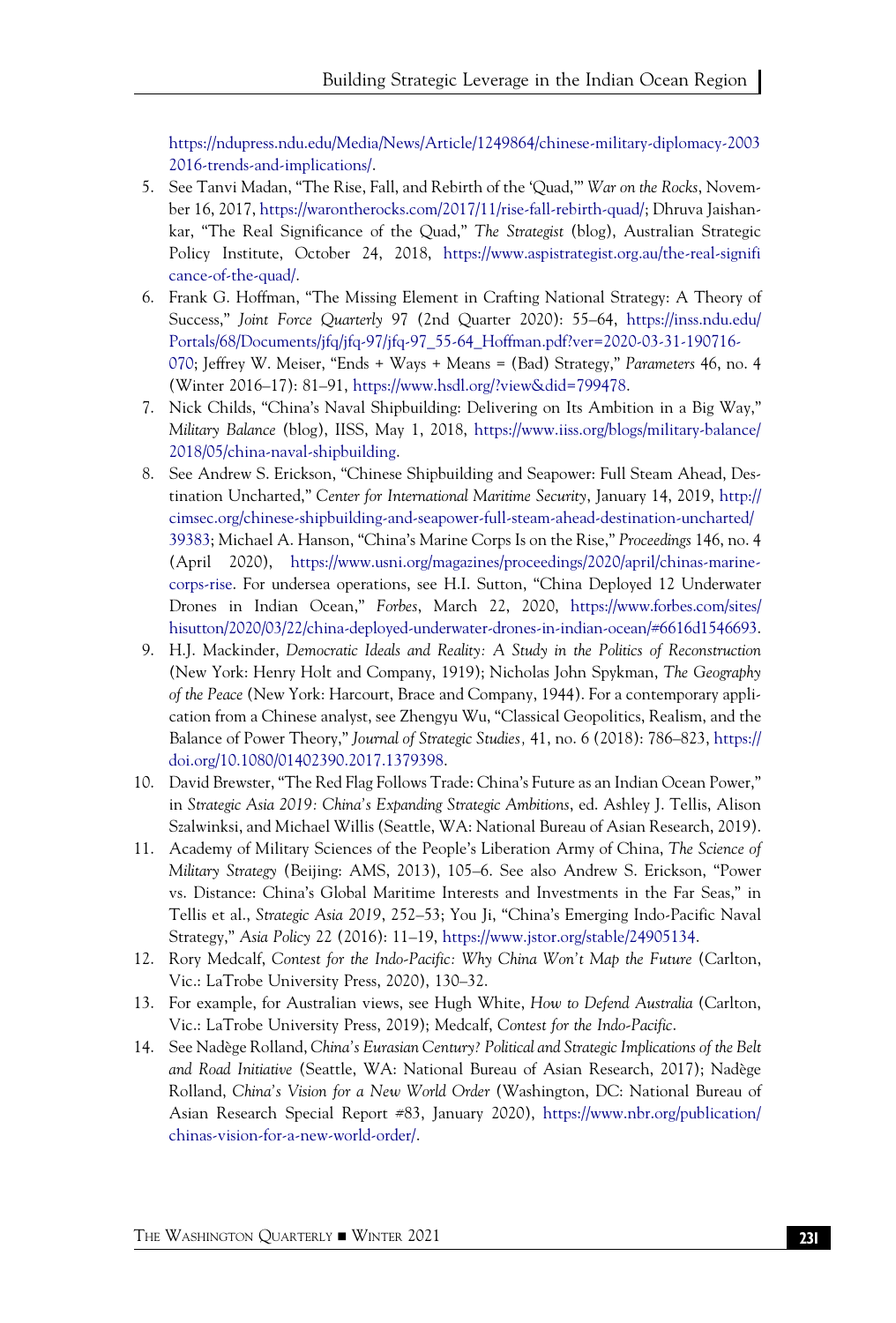https://ndupress.ndu.edu/Media/News/Article/1249864/chinese-military-diplomacy-2003 2016-trends-and-implications/.

5. See Tanvi Madan, "The Rise, Fall, and Rebirth of the 'Quad,'" *War on the Rocks*, November 16, 2017, https://warontherocks.com/2017/11/rise-fall-rebirth-quad/; Dhruva Jaishankar, "The Real Significance of the Quad," *The Strategist* (blog), Australian Strategic Policy Institute, October 24, 2018, https://www.aspistrategist.org.au/the-real-significance-of-the-quad/.
6. Frank G. Hoffman, "The Missing Element in Crafting National Strategy: A Theory of Success," *Joint Force Quarterly* 97 (2nd Quarter 2020): 55–64, https://inss.ndu.edu/Portals/68/Documents/jfq/jfq-97/jfq-97_55-64_Hoffman.pdf?ver=2020-03-31-190716-070; Jeffrey W. Meiser, "Ends + Ways + Means = (Bad) Strategy," *Parameters* 46, no. 4 (Winter 2016–17): 81–91, https://www.hsdl.org/?view&did=799478.
7. Nick Childs, "China's Naval Shipbuilding: Delivering on Its Ambition in a Big Way," *Military Balance* (blog), IISS, May 1, 2018, https://www.iiss.org/blogs/military-balance/2018/05/china-naval-shipbuilding.
8. See Andrew S. Erickson, "Chinese Shipbuilding and Seapower: Full Steam Ahead, Destination Uncharted," *Center for International Maritime Security*, January 14, 2019, http://cimsec.org/chinese-shipbuilding-and-seapower-full-steam-ahead-destination-uncharted/39383; Michael A. Hanson, "China's Marine Corps Is on the Rise," *Proceedings* 146, no. 4 (April 2020), https://www.usni.org/magazines/proceedings/2020/april/chinas-marine-corps-rise. For undersea operations, see H.I. Sutton, "China Deployed 12 Underwater Drones in Indian Ocean," *Forbes*, March 22, 2020, https://www.forbes.com/sites/hisutton/2020/03/22/china-deployed-underwater-drones-in-indian-ocean/#6616d1546693.
9. H.J. Mackinder, *Democratic Ideals and Reality: A Study in the Politics of Reconstruction* (New York: Henry Holt and Company, 1919); Nicholas John Spykman, *The Geography of the Peace* (New York: Harcourt, Brace and Company, 1944). For a contemporary application from a Chinese analyst, see Zhengyu Wu, "Classical Geopolitics, Realism, and the Balance of Power Theory," *Journal of Strategic Studies*, 41, no. 6 (2018): 786–823, https://doi.org/10.1080/01402390.2017.1379398.
10. David Brewster, "The Red Flag Follows Trade: China's Future as an Indian Ocean Power," in *Strategic Asia 2019: China's Expanding Strategic Ambitions*, ed. Ashley J. Tellis, Alison Szalwinksi, and Michael Willis (Seattle, WA: National Bureau of Asian Research, 2019).
11. Academy of Military Sciences of the People's Liberation Army of China, *The Science of Military Strategy* (Beijing: AMS, 2013), 105–6. See also Andrew S. Erickson, "Power vs. Distance: China's Global Maritime Interests and Investments in the Far Seas," in Tellis et al., *Strategic Asia 2019*, 252–53; You Ji, "China's Emerging Indo-Pacific Naval Strategy," *Asia Policy* 22 (2016): 11–19, https://www.jstor.org/stable/24905134.
12. Rory Medcalf, *Contest for the Indo-Pacific: Why China Won't Map the Future* (Carlton, Vic.: LaTrobe University Press, 2020), 130–32.
13. For example, for Australian views, see Hugh White, *How to Defend Australia* (Carlton, Vic.: LaTrobe University Press, 2019); Medcalf, *Contest for the Indo-Pacific*.
14. See Nadège Rolland, *China's Eurasian Century? Political and Strategic Implications of the Belt and Road Initiative* (Seattle, WA: National Bureau of Asian Research, 2017); Nadège Rolland, *China's Vision for a New World Order* (Washington, DC: National Bureau of Asian Research Special Report #83, January 2020), https://www.nbr.org/publication/chinas-vision-for-a-new-world-order/.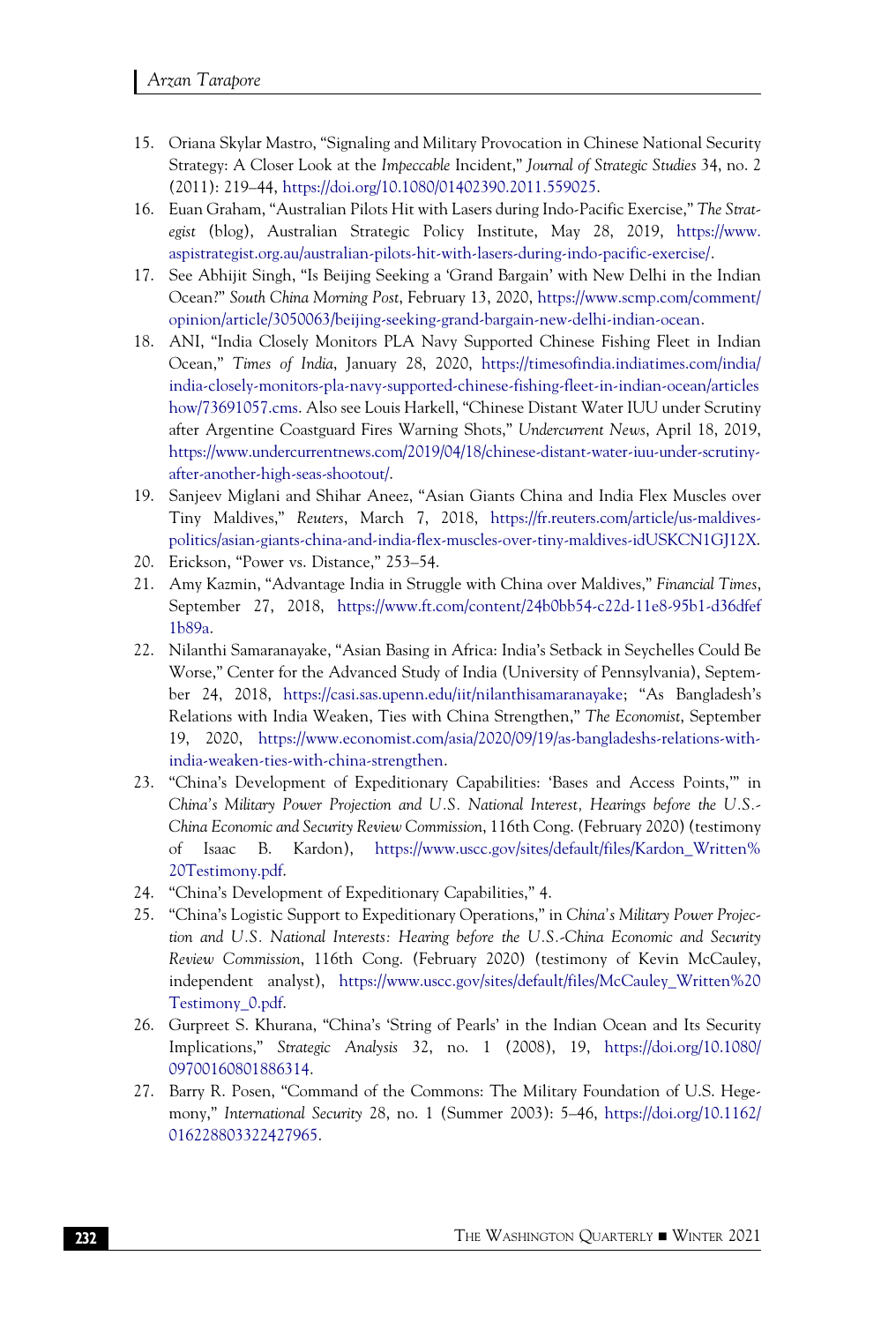15. Oriana Skylar Mastro, "Signaling and Military Provocation in Chinese National Security Strategy: A Closer Look at the *Impeccable* Incident," *Journal of Strategic Studies* 34, no. 2 (2011): 219–44, https://doi.org/10.1080/01402390.2011.559025.
16. Euan Graham, "Australian Pilots Hit with Lasers during Indo-Pacific Exercise," *The Strategist* (blog), Australian Strategic Policy Institute, May 28, 2019, https://www.aspistrategist.org.au/australian-pilots-hit-with-lasers-during-indo-pacific-exercise/.
17. See Abhijit Singh, "Is Beijing Seeking a 'Grand Bargain' with New Delhi in the Indian Ocean?" *South China Morning Post*, February 13, 2020, https://www.scmp.com/comment/opinion/article/3050063/beijing-seeking-grand-bargain-new-delhi-indian-ocean.
18. ANI, "India Closely Monitors PLA Navy Supported Chinese Fishing Fleet in Indian Ocean," *Times of India*, January 28, 2020, https://timesofindia.indiatimes.com/india/india-closely-monitors-pla-navy-supported-chinese-fishing-fleet-in-indian-ocean/articleshow/73691057.cms. Also see Louis Harkell, "Chinese Distant Water IUU under Scrutiny after Argentine Coastguard Fires Warning Shots," *Undercurrent News*, April 18, 2019, https://www.undercurrentnews.com/2019/04/18/chinese-distant-water-iuu-under-scrutiny-after-another-high-seas-shootout/.
19. Sanjeev Miglani and Shihar Aneez, "Asian Giants China and India Flex Muscles over Tiny Maldives," *Reuters*, March 7, 2018, https://fr.reuters.com/article/us-maldives-politics/asian-giants-china-and-india-flex-muscles-over-tiny-maldives-idUSKCN1GJ12X.
20. Erickson, "Power vs. Distance," 253–54.
21. Amy Kazmin, "Advantage India in Struggle with China over Maldives," *Financial Times*, September 27, 2018, https://www.ft.com/content/24b0bb54-c22d-11e8-95b1-d36dfef1b89a.
22. Nilanthi Samaranayake, "Asian Basing in Africa: India's Setback in Seychelles Could Be Worse," Center for the Advanced Study of India (University of Pennsylvania), September 24, 2018, https://casi.sas.upenn.edu/iit/nilanthisamaranayake; "As Bangladesh's Relations with India Weaken, Ties with China Strengthen," *The Economist*, September 19, 2020, https://www.economist.com/asia/2020/09/19/as-bangladeshs-relations-with-india-weaken-ties-with-china-strengthen.
23. "China's Development of Expeditionary Capabilities: 'Bases and Access Points,'" in *China's Military Power Projection and U.S. National Interest, Hearings before the U.S.-China Economic and Security Review Commission*, 116th Cong. (February 2020) (testimony of Isaac B. Kardon), https://www.uscc.gov/sites/default/files/Kardon_Written%20Testimony.pdf.
24. "China's Development of Expeditionary Capabilities," 4.
25. "China's Logistic Support to Expeditionary Operations," in *China's Military Power Projection and U.S. National Interests: Hearing before the U.S.-China Economic and Security Review Commission*, 116th Cong. (February 2020) (testimony of Kevin McCauley, independent analyst), https://www.uscc.gov/sites/default/files/McCauley_Written%20Testimony_0.pdf.
26. Gurpreet S. Khurana, "China's 'String of Pearls' in the Indian Ocean and Its Security Implications," *Strategic Analysis* 32, no. 1 (2008), 19, https://doi.org/10.1080/09700160801886314.
27. Barry R. Posen, "Command of the Commons: The Military Foundation of U.S. Hegemony," *International Security* 28, no. 1 (Summer 2003): 5–46, https://doi.org/10.1162/016228803322427965.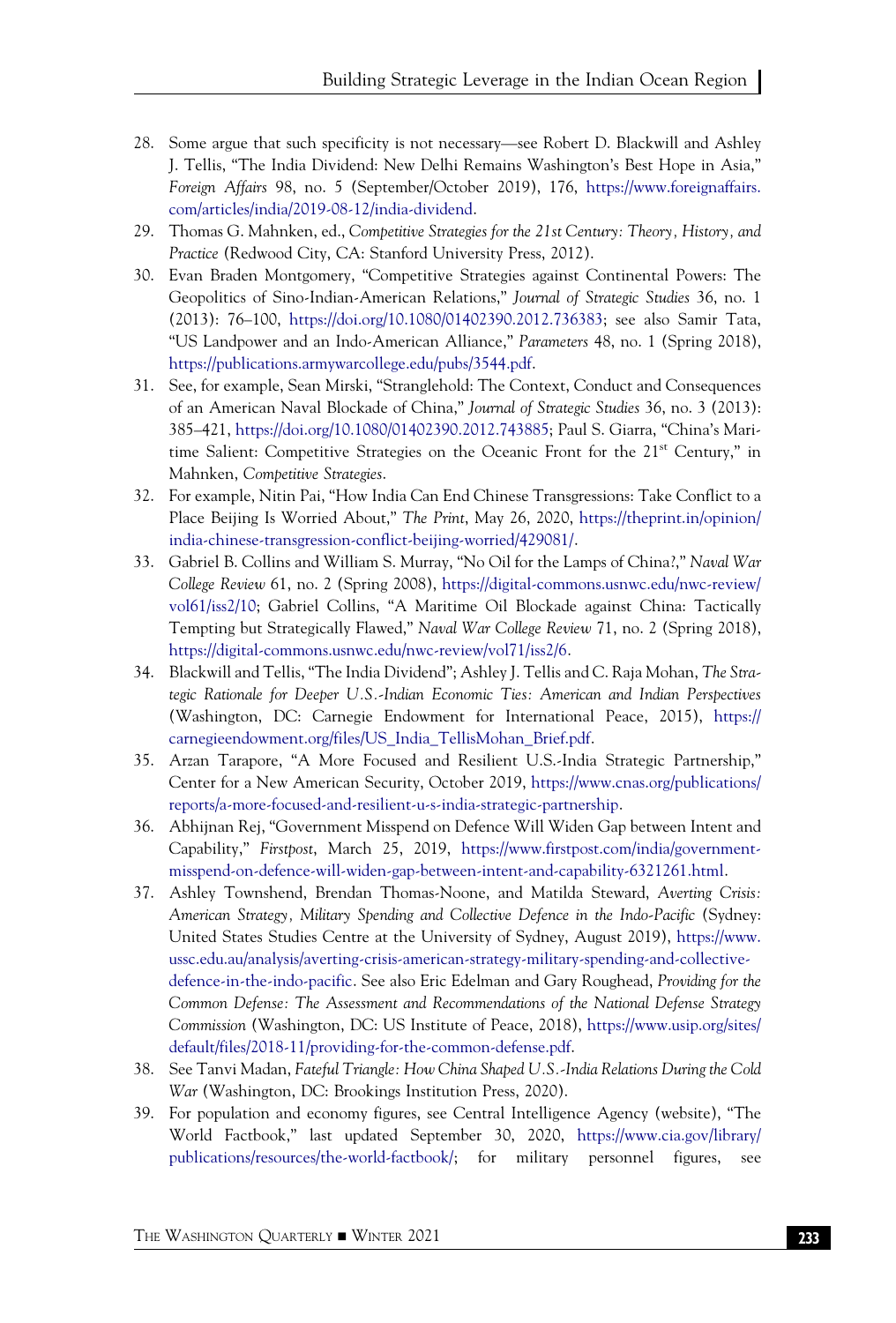28. Some argue that such specificity is not necessary—see Robert D. Blackwill and Ashley J. Tellis, "The India Dividend: New Delhi Remains Washington's Best Hope in Asia," *Foreign Affairs* 98, no. 5 (September/October 2019), 176, https://www.foreignaffairs.com/articles/india/2019-08-12/india-dividend.
29. Thomas G. Mahnken, ed., *Competitive Strategies for the 21st Century: Theory, History, and Practice* (Redwood City, CA: Stanford University Press, 2012).
30. Evan Braden Montgomery, "Competitive Strategies against Continental Powers: The Geopolitics of Sino-Indian-American Relations," *Journal of Strategic Studies* 36, no. 1 (2013): 76–100, https://doi.org/10.1080/01402390.2012.736383; see also Samir Tata, "US Landpower and an Indo-American Alliance," *Parameters* 48, no. 1 (Spring 2018), https://publications.armywarcollege.edu/pubs/3544.pdf.
31. See, for example, Sean Mirski, "Stranglehold: The Context, Conduct and Consequences of an American Naval Blockade of China," *Journal of Strategic Studies* 36, no. 3 (2013): 385–421, https://doi.org/10.1080/01402390.2012.743885; Paul S. Giarra, "China's Maritime Salient: Competitive Strategies on the Oceanic Front for the 21st Century," in Mahnken, *Competitive Strategies*.
32. For example, Nitin Pai, "How India Can End Chinese Transgressions: Take Conflict to a Place Beijing Is Worried About," *The Print*, May 26, 2020, https://theprint.in/opinion/india-chinese-transgression-conflict-beijing-worried/429081/.
33. Gabriel B. Collins and William S. Murray, "No Oil for the Lamps of China?," *Naval War College Review* 61, no. 2 (Spring 2008), https://digital-commons.usnwc.edu/nwc-review/vol61/iss2/10; Gabriel Collins, "A Maritime Oil Blockade against China: Tactically Tempting but Strategically Flawed," *Naval War College Review* 71, no. 2 (Spring 2018), https://digital-commons.usnwc.edu/nwc-review/vol71/iss2/6.
34. Blackwill and Tellis, "The India Dividend"; Ashley J. Tellis and C. Raja Mohan, *The Strategic Rationale for Deeper U.S.-Indian Economic Ties: American and Indian Perspectives* (Washington, DC: Carnegie Endowment for International Peace, 2015), https://carnegieendowment.org/files/US_India_TellisMohan_Brief.pdf.
35. Arzan Tarapore, "A More Focused and Resilient U.S.-India Strategic Partnership," Center for a New American Security, October 2019, https://www.cnas.org/publications/reports/a-more-focused-and-resilient-u-s-india-strategic-partnership.
36. Abhijnan Rej, "Government Misspend on Defence Will Widen Gap between Intent and Capability," *Firstpost*, March 25, 2019, https://www.firstpost.com/india/government-misspend-on-defence-will-widen-gap-between-intent-and-capability-6321261.html.
37. Ashley Townshend, Brendan Thomas-Noone, and Matilda Steward, *Averting Crisis: American Strategy, Military Spending and Collective Defence in the Indo-Pacific* (Sydney: United States Studies Centre at the University of Sydney, August 2019), https://www.ussc.edu.au/analysis/averting-crisis-american-strategy-military-spending-and-collective-defence-in-the-indo-pacific. See also Eric Edelman and Gary Roughead, *Providing for the Common Defense: The Assessment and Recommendations of the National Defense Strategy Commission* (Washington, DC: US Institute of Peace, 2018), https://www.usip.org/sites/default/files/2018-11/providing-for-the-common-defense.pdf.
38. See Tanvi Madan, *Fateful Triangle: How China Shaped U.S.-India Relations During the Cold War* (Washington, DC: Brookings Institution Press, 2020).
39. For population and economy figures, see Central Intelligence Agency (website), "The World Factbook," last updated September 30, 2020, https://www.cia.gov/library/publications/resources/the-world-factbook/; for military personnel figures, see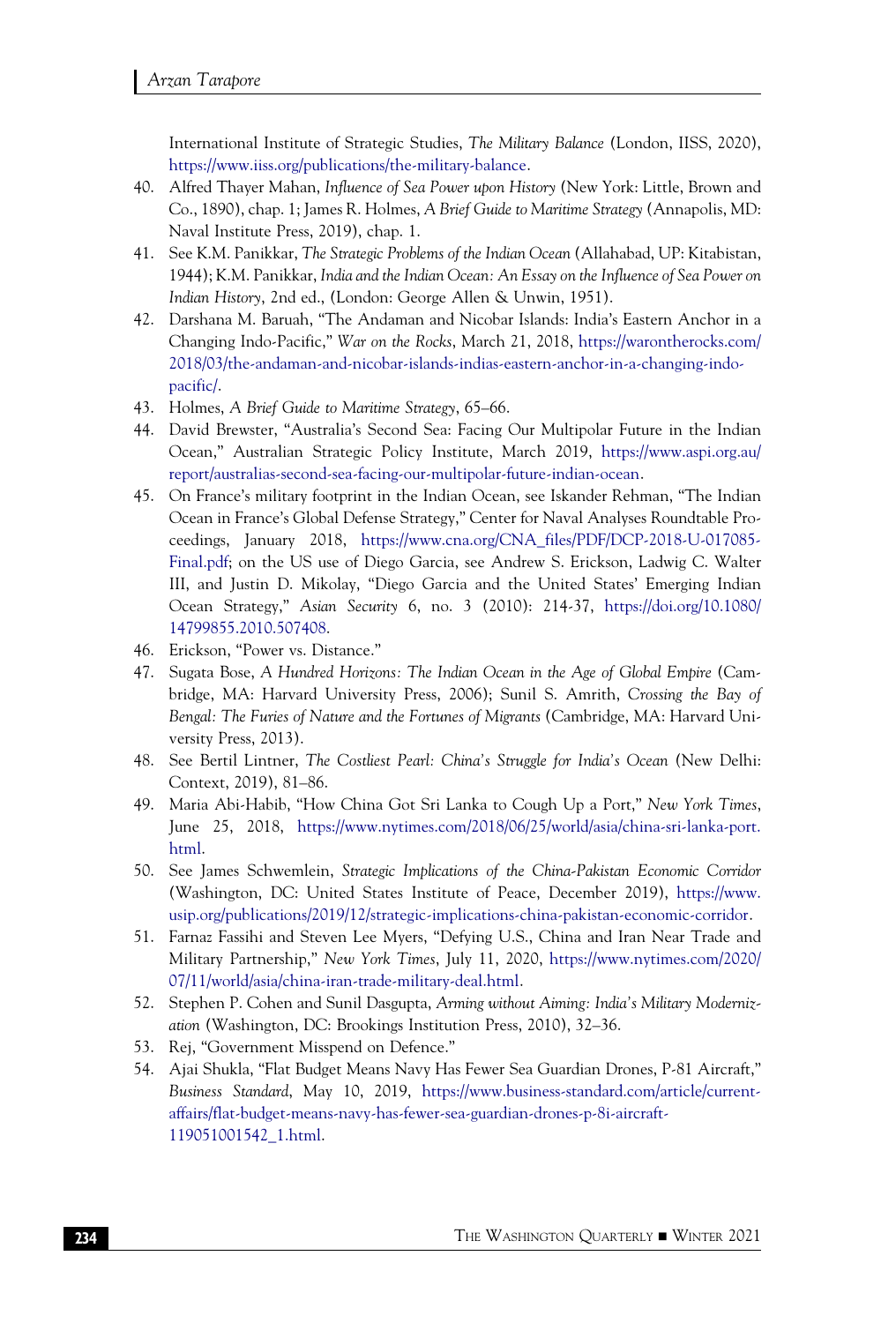International Institute of Strategic Studies, *The Military Balance* (London, IISS, 2020), https://www.iiss.org/publications/the-military-balance.

40. Alfred Thayer Mahan, *Influence of Sea Power upon History* (New York: Little, Brown and Co., 1890), chap. 1; James R. Holmes, *A Brief Guide to Maritime Strategy* (Annapolis, MD: Naval Institute Press, 2019), chap. 1.
41. See K.M. Panikkar, *The Strategic Problems of the Indian Ocean* (Allahabad, UP: Kitabistan, 1944); K.M. Panikkar, *India and the Indian Ocean: An Essay on the Influence of Sea Power on Indian History*, 2nd ed., (London: George Allen & Unwin, 1951).
42. Darshana M. Baruah, "The Andaman and Nicobar Islands: India's Eastern Anchor in a Changing Indo-Pacific," *War on the Rocks*, March 21, 2018, https://warontherocks.com/2018/03/the-andaman-and-nicobar-islands-indias-eastern-anchor-in-a-changing-indo-pacific/.
43. Holmes, *A Brief Guide to Maritime Strategy*, 65–66.
44. David Brewster, "Australia's Second Sea: Facing Our Multipolar Future in the Indian Ocean," Australian Strategic Policy Institute, March 2019, https://www.aspi.org.au/report/australias-second-sea-facing-our-multipolar-future-indian-ocean.
45. On France's military footprint in the Indian Ocean, see Iskander Rehman, "The Indian Ocean in France's Global Defense Strategy," Center for Naval Analyses Roundtable Proceedings, January 2018, https://www.cna.org/CNA_files/PDF/DCP-2018-U-017085-Final.pdf; on the US use of Diego Garcia, see Andrew S. Erickson, Ladwig C. Walter III, and Justin D. Mikolay, "Diego Garcia and the United States' Emerging Indian Ocean Strategy," *Asian Security* 6, no. 3 (2010): 214-37, https://doi.org/10.1080/14799855.2010.507408.
46. Erickson, "Power vs. Distance."
47. Sugata Bose, *A Hundred Horizons: The Indian Ocean in the Age of Global Empire* (Cambridge, MA: Harvard University Press, 2006); Sunil S. Amrith, *Crossing the Bay of Bengal: The Furies of Nature and the Fortunes of Migrants* (Cambridge, MA: Harvard University Press, 2013).
48. See Bertil Lintner, *The Costliest Pearl: China's Struggle for India's Ocean* (New Delhi: Context, 2019), 81–86.
49. Maria Abi-Habib, "How China Got Sri Lanka to Cough Up a Port," *New York Times*, June 25, 2018, https://www.nytimes.com/2018/06/25/world/asia/china-sri-lanka-port.html.
50. See James Schwemlein, *Strategic Implications of the China-Pakistan Economic Corridor* (Washington, DC: United States Institute of Peace, December 2019), https://www.usip.org/publications/2019/12/strategic-implications-china-pakistan-economic-corridor.
51. Farnaz Fassihi and Steven Lee Myers, "Defying U.S., China and Iran Near Trade and Military Partnership," *New York Times*, July 11, 2020, https://www.nytimes.com/2020/07/11/world/asia/china-iran-trade-military-deal.html.
52. Stephen P. Cohen and Sunil Dasgupta, *Arming without Aiming: India's Military Modernization* (Washington, DC: Brookings Institution Press, 2010), 32–36.
53. Rej, "Government Misspend on Defence."
54. Ajai Shukla, "Flat Budget Means Navy Has Fewer Sea Guardian Drones, P-81 Aircraft," *Business Standard*, May 10, 2019, https://www.business-standard.com/article/current-affairs/flat-budget-means-navy-has-fewer-sea-guardian-drones-p-8i-aircraft-119051001542_1.html.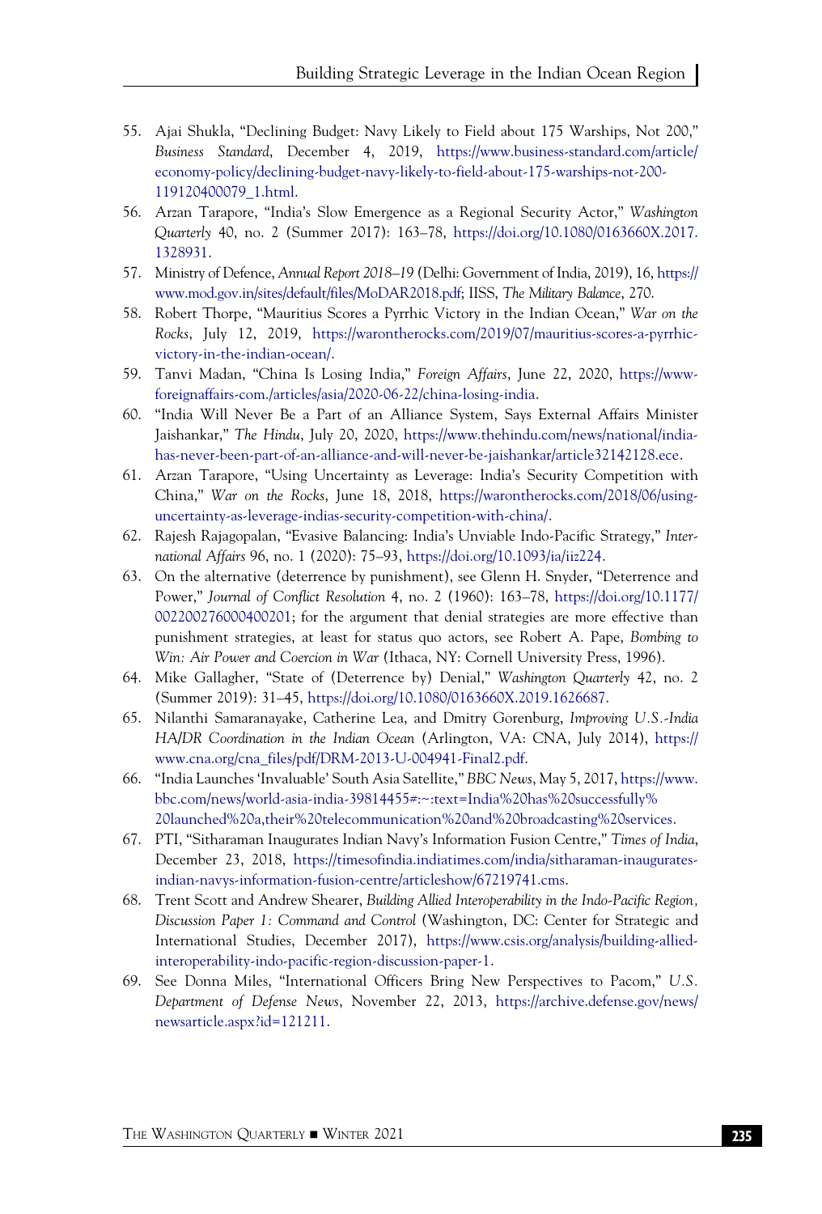55. Ajai Shukla, "Declining Budget: Navy Likely to Field about 175 Warships, Not 200," *Business Standard*, December 4, 2019, https://www.business-standard.com/article/economy-policy/declining-budget-navy-likely-to-field-about-175-warships-not-200-119120400079_1.html.
56. Arzan Tarapore, "India's Slow Emergence as a Regional Security Actor," *Washington Quarterly* 40, no. 2 (Summer 2017): 163–78, https://doi.org/10.1080/0163660X.2017.1328931.
57. Ministry of Defence, *Annual Report 2018–19* (Delhi: Government of India, 2019), 16, https://www.mod.gov.in/sites/default/files/MoDAR2018.pdf; IISS, *The Military Balance*, 270.
58. Robert Thorpe, "Mauritius Scores a Pyrrhic Victory in the Indian Ocean," *War on the Rocks*, July 12, 2019, https://warontherocks.com/2019/07/mauritius-scores-a-pyrrhic-victory-in-the-indian-ocean/.
59. Tanvi Madan, "China Is Losing India," *Foreign Affairs*, June 22, 2020, https://www-foreignaffairs-com./articles/asia/2020-06-22/china-losing-india.
60. "India Will Never Be a Part of an Alliance System, Says External Affairs Minister Jaishankar," *The Hindu*, July 20, 2020, https://www.thehindu.com/news/national/india-has-never-been-part-of-an-alliance-and-will-never-be-jaishankar/article32142128.ece.
61. Arzan Tarapore, "Using Uncertainty as Leverage: India's Security Competition with China," *War on the Rocks*, June 18, 2018, https://warontherocks.com/2018/06/using-uncertainty-as-leverage-indias-security-competition-with-china/.
62. Rajesh Rajagopalan, "Evasive Balancing: India's Unviable Indo-Pacific Strategy," *International Affairs* 96, no. 1 (2020): 75–93, https://doi.org/10.1093/ia/iiz224.
63. On the alternative (deterrence by punishment), see Glenn H. Snyder, "Deterrence and Power," *Journal of Conflict Resolution* 4, no. 2 (1960): 163–78, https://doi.org/10.1177/002200276000400201; for the argument that denial strategies are more effective than punishment strategies, at least for status quo actors, see Robert A. Pape, *Bombing to Win: Air Power and Coercion in War* (Ithaca, NY: Cornell University Press, 1996).
64. Mike Gallagher, "State of (Deterrence by) Denial," *Washington Quarterly* 42, no. 2 (Summer 2019): 31–45, https://doi.org/10.1080/0163660X.2019.1626687.
65. Nilanthi Samaranayake, Catherine Lea, and Dmitry Gorenburg, *Improving U.S.-India HA/DR Coordination in the Indian Ocean* (Arlington, VA: CNA, July 2014), https://www.cna.org/cna_files/pdf/DRM-2013-U-004941-Final2.pdf.
66. "India Launches 'Invaluable' South Asia Satellite," *BBC News*, May 5, 2017, https://www.bbc.com/news/world-asia-india-39814455#:~:text=India%20has%20successfully%20launched%20a,their%20telecommunication%20and%20broadcasting%20services.
67. PTI, "Sitharaman Inaugurates Indian Navy's Information Fusion Centre," *Times of India*, December 23, 2018, https://timesofindia.indiatimes.com/india/sitharaman-inaugurates-indian-navys-information-fusion-centre/articleshow/67219741.cms.
68. Trent Scott and Andrew Shearer, *Building Allied Interoperability in the Indo-Pacific Region, Discussion Paper 1: Command and Control* (Washington, DC: Center for Strategic and International Studies, December 2017), https://www.csis.org/analysis/building-allied-interoperability-indo-pacific-region-discussion-paper-1.
69. See Donna Miles, "International Officers Bring New Perspectives to Pacom," *U.S. Department of Defense News*, November 22, 2013, https://archive.defense.gov/news/newsarticle.aspx?id=121211.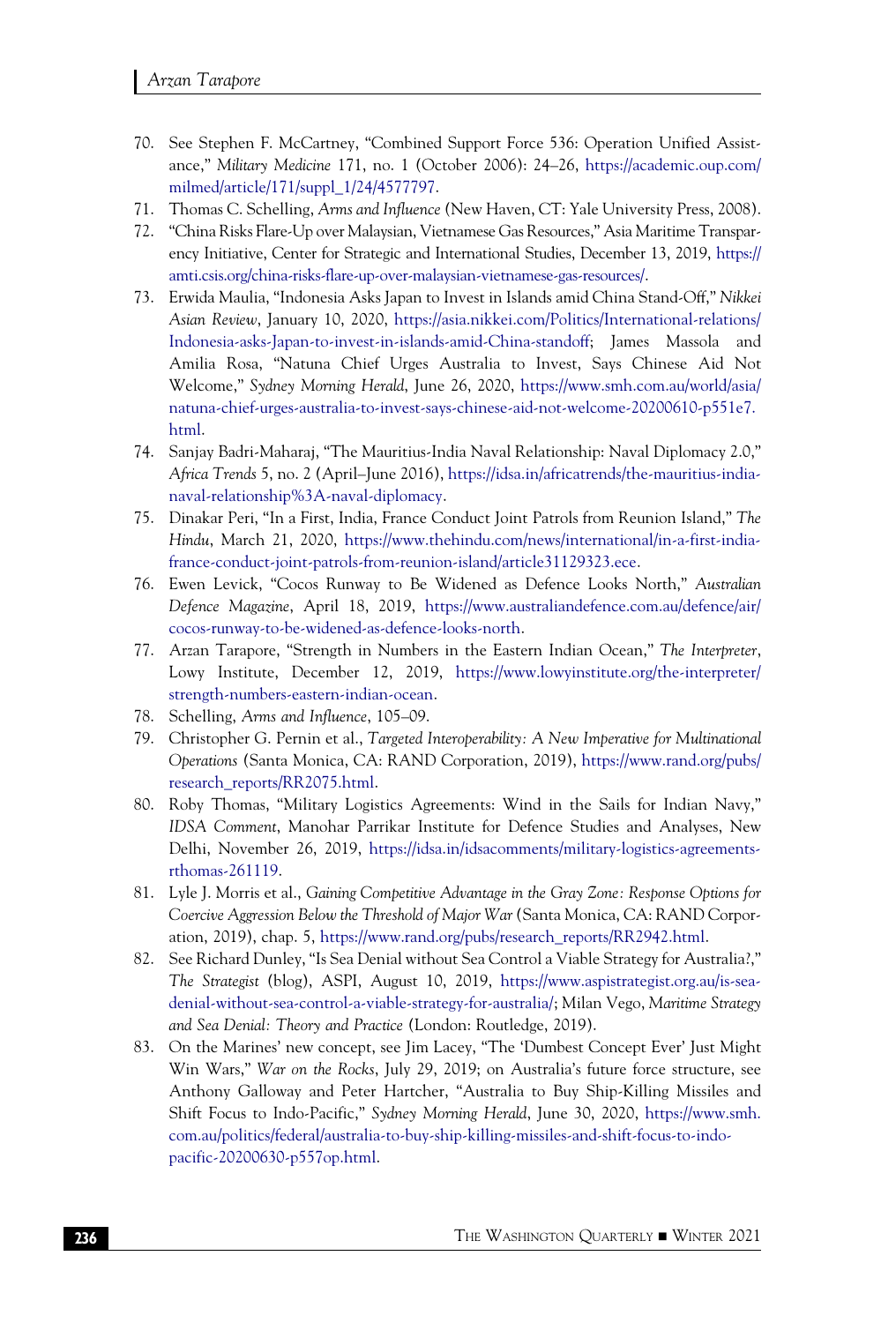70. See Stephen F. McCartney, "Combined Support Force 536: Operation Unified Assistance," *Military Medicine* 171, no. 1 (October 2006): 24–26, https://academic.oup.com/milmed/article/171/suppl_1/24/4577797.
71. Thomas C. Schelling, *Arms and Influence* (New Haven, CT: Yale University Press, 2008).
72. "China Risks Flare-Up over Malaysian, Vietnamese Gas Resources," Asia Maritime Transparency Initiative, Center for Strategic and International Studies, December 13, 2019, https://amti.csis.org/china-risks-flare-up-over-malaysian-vietnamese-gas-resources/.
73. Erwida Maulia, "Indonesia Asks Japan to Invest in Islands amid China Stand-Off," *Nikkei Asian Review*, January 10, 2020, https://asia.nikkei.com/Politics/International-relations/Indonesia-asks-Japan-to-invest-in-islands-amid-China-standoff; James Massola and Amilia Rosa, "Natuna Chief Urges Australia to Invest, Says Chinese Aid Not Welcome," *Sydney Morning Herald*, June 26, 2020, https://www.smh.com.au/world/asia/natuna-chief-urges-australia-to-invest-says-chinese-aid-not-welcome-20200610-p551e7.html.
74. Sanjay Badri-Maharaj, "The Mauritius-India Naval Relationship: Naval Diplomacy 2.0," *Africa Trends* 5, no. 2 (April–June 2016), https://idsa.in/africatrends/the-mauritius-india-naval-relationship%3A-naval-diplomacy.
75. Dinakar Peri, "In a First, India, France Conduct Joint Patrols from Reunion Island," *The Hindu*, March 21, 2020, https://www.thehindu.com/news/international/in-a-first-india-france-conduct-joint-patrols-from-reunion-island/article31129323.ece.
76. Ewen Levick, "Cocos Runway to Be Widened as Defence Looks North," *Australian Defence Magazine*, April 18, 2019, https://www.australiandefence.com.au/defence/air/cocos-runway-to-be-widened-as-defence-looks-north.
77. Arzan Tarapore, "Strength in Numbers in the Eastern Indian Ocean," *The Interpreter*, Lowy Institute, December 12, 2019, https://www.lowyinstitute.org/the-interpreter/strength-numbers-eastern-indian-ocean.
78. Schelling, *Arms and Influence*, 105–09.
79. Christopher G. Pernin et al., *Targeted Interoperability: A New Imperative for Multinational Operations* (Santa Monica, CA: RAND Corporation, 2019), https://www.rand.org/pubs/research_reports/RR2075.html.
80. Roby Thomas, "Military Logistics Agreements: Wind in the Sails for Indian Navy," *IDSA Comment*, Manohar Parrikar Institute for Defence Studies and Analyses, New Delhi, November 26, 2019, https://idsa.in/idsacomments/military-logistics-agreements-rthomas-261119.
81. Lyle J. Morris et al., *Gaining Competitive Advantage in the Gray Zone: Response Options for Coercive Aggression Below the Threshold of Major War* (Santa Monica, CA: RAND Corporation, 2019), chap. 5, https://www.rand.org/pubs/research_reports/RR2942.html.
82. See Richard Dunley, "Is Sea Denial without Sea Control a Viable Strategy for Australia?," *The Strategist* (blog), ASPI, August 10, 2019, https://www.aspistrategist.org.au/is-sea-denial-without-sea-control-a-viable-strategy-for-australia/; Milan Vego, *Maritime Strategy and Sea Denial: Theory and Practice* (London: Routledge, 2019).
83. On the Marines' new concept, see Jim Lacey, "The 'Dumbest Concept Ever' Just Might Win Wars," *War on the Rocks*, July 29, 2019; on Australia's future force structure, see Anthony Galloway and Peter Hartcher, "Australia to Buy Ship-Killing Missiles and Shift Focus to Indo-Pacific," *Sydney Morning Herald*, June 30, 2020, https://www.smh.com.au/politics/federal/australia-to-buy-ship-killing-missiles-and-shift-focus-to-indo-pacific-20200630-p557op.html.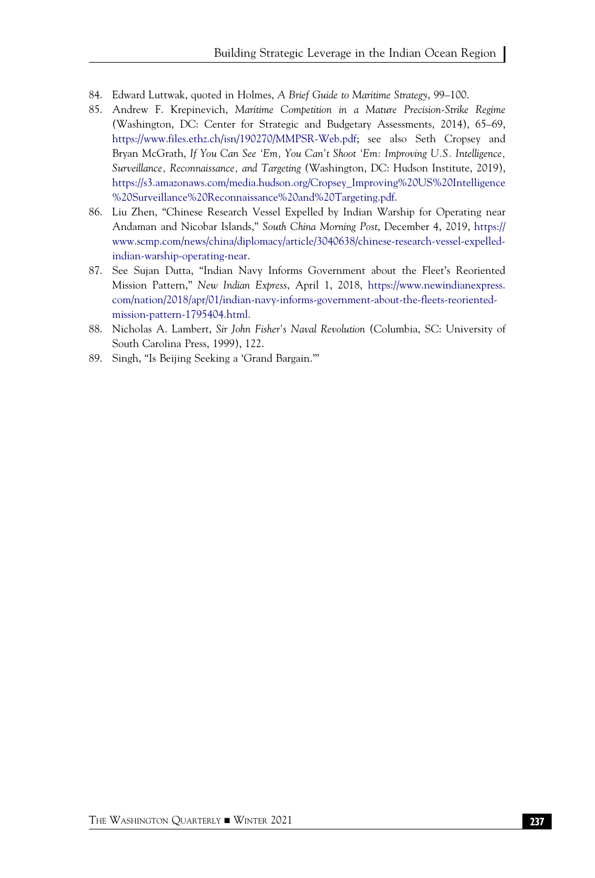84. Edward Luttwak, quoted in Holmes, *A Brief Guide to Maritime Strategy*, 99–100.
85. Andrew F. Krepinevich, *Maritime Competition in a Mature Precision-Strike Regime* (Washington, DC: Center for Strategic and Budgetary Assessments, 2014), 65–69, https://www.files.ethz.ch/isn/190270/MMPSR-Web.pdf; see also Seth Cropsey and Bryan McGrath, *If You Can See 'Em, You Can't Shoot 'Em: Improving U.S. Intelligence, Surveillance, Reconnaissance, and Targeting* (Washington, DC: Hudson Institute, 2019), https://s3.amazonaws.com/media.hudson.org/Cropsey_Improving%20US%20Intelligence%20Surveillance%20Reconnaissance%20and%20Targeting.pdf.
86. Liu Zhen, "Chinese Research Vessel Expelled by Indian Warship for Operating near Andaman and Nicobar Islands," *South China Morning Post*, December 4, 2019, https://www.scmp.com/news/china/diplomacy/article/3040638/chinese-research-vessel-expelled-indian-warship-operating-near.
87. See Sujan Dutta, "Indian Navy Informs Government about the Fleet's Reoriented Mission Pattern," *New Indian Express*, April 1, 2018, https://www.newindianexpress.com/nation/2018/apr/01/indian-navy-informs-government-about-the-fleets-reoriented-mission-pattern-1795404.html.
88. Nicholas A. Lambert, *Sir John Fisher's Naval Revolution* (Columbia, SC: University of South Carolina Press, 1999), 122.
89. Singh, "Is Beijing Seeking a 'Grand Bargain.'"